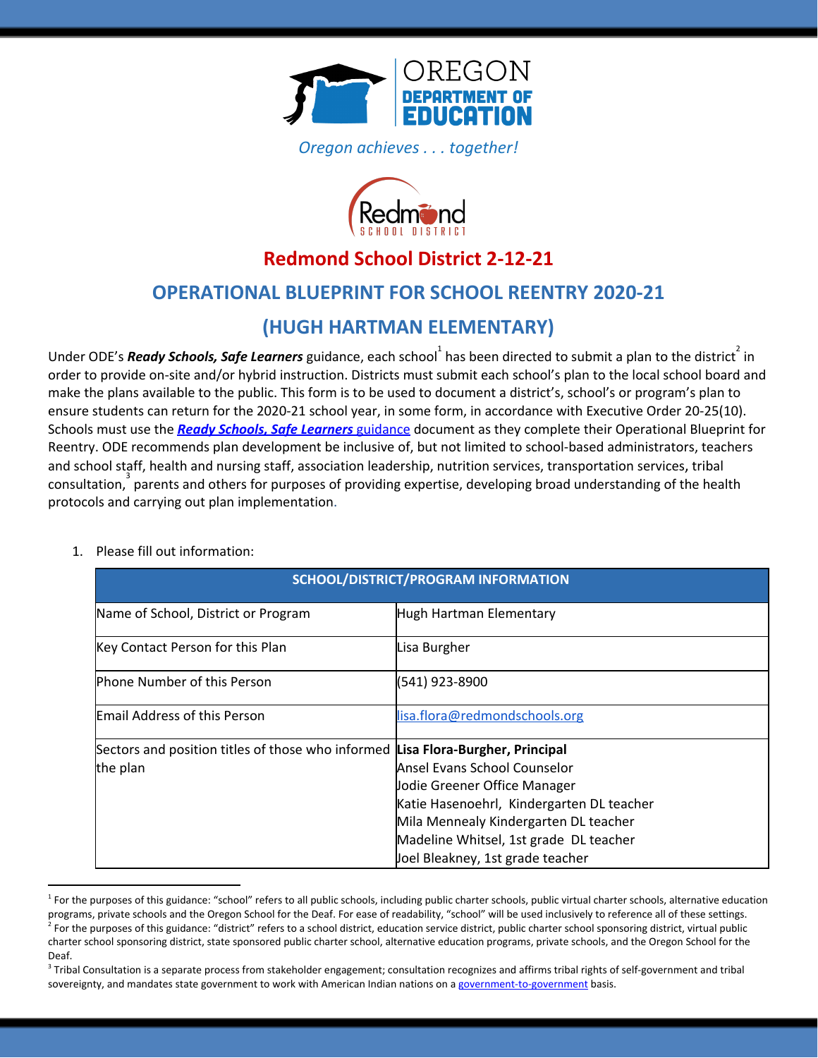OREGON DEPARTMENT OF EDUCATION

*Oregon achieves . . . together!*

Redmond SCHOOL DISTRICT

# Redmond School District 2-12-21

## OPERATIONAL BLUEPRINT FOR SCHOOL REENTRY 2020-21

## (HUGH HARTMAN ELEMENTARY)

Under ODE's ***Ready Schools, Safe Learners*** guidance, each school[1] has been directed to submit a plan to the district[2] in order to provide on-site and/or hybrid instruction. Districts must submit each school's plan to the local school board and make the plans available to the public. This form is to be used to document a district's, school's or program's plan to ensure students can return for the 2020-21 school year, in some form, in accordance with Executive Order 20-25(10). Schools must use the [***Ready Schools, Safe Learners*** guidance] document as they complete their Operational Blueprint for Reentry. ODE recommends plan development be inclusive of, but not limited to school-based administrators, teachers and school staff, health and nursing staff, association leadership, nutrition services, transportation services, tribal consultation,[3] parents and others for purposes of providing expertise, developing broad understanding of the health protocols and carrying out plan implementation.

1. Please fill out information:

| SCHOOL/DISTRICT/PROGRAM INFORMATION | |
|---|---|
| Name of School, District or Program | Hugh Hartman Elementary |
| Key Contact Person for this Plan | Lisa Burgher |
| Phone Number of this Person | (541) 923-8900 |
| Email Address of this Person | lisa.flora@redmondschools.org |
| Sectors and position titles of those who informed the plan | **Lisa Flora-Burgher, Principal**<br>Ansel Evans School Counselor<br>Jodie Greener Office Manager<br>Katie Hasenoehrl, Kindergarten DL teacher<br>Mila Mennealy Kindergarten DL teacher<br>Madeline Whitsel, 1st grade DL teacher<br>Joel Bleakney, 1st grade teacher |

[1] For the purposes of this guidance: "school" refers to all public schools, including public charter schools, public virtual charter schools, alternative education programs, private schools and the Oregon School for the Deaf. For ease of readability, "school" will be used inclusively to reference all of these settings.

[2] For the purposes of this guidance: "district" refers to a school district, education service district, public charter school sponsoring district, virtual public charter school sponsoring district, state sponsored public charter school, alternative education programs, private schools, and the Oregon School for the Deaf.

[3] Tribal Consultation is a separate process from stakeholder engagement; consultation recognizes and affirms tribal rights of self-government and tribal sovereignty, and mandates state government to work with American Indian nations on a government-to-government basis.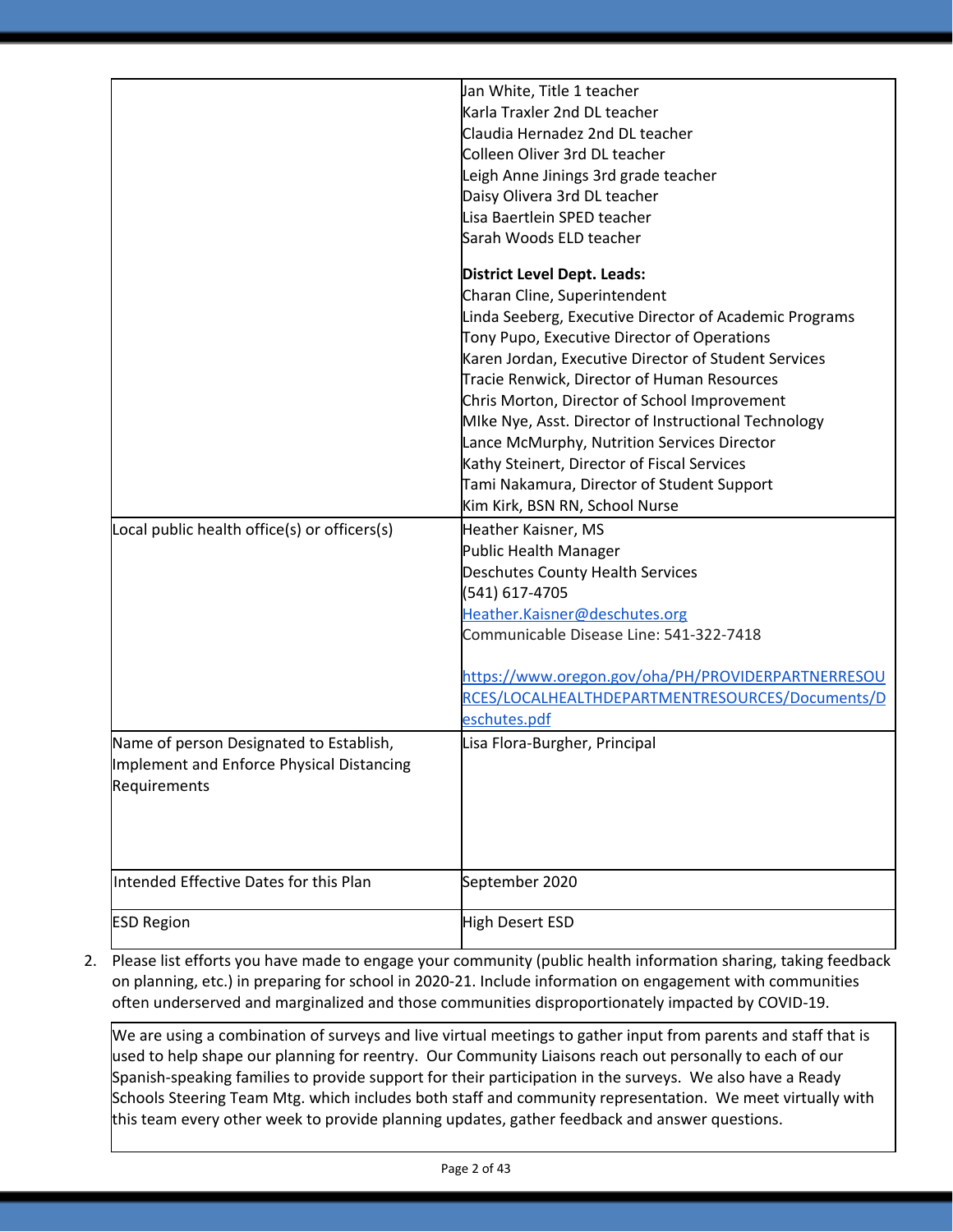| | |
|---|---|
| | Jan White, Title 1 teacher<br>Karla Traxler 2nd DL teacher<br>Claudia Hernadez 2nd DL teacher<br>Colleen Oliver 3rd DL teacher<br>Leigh Anne Jinings 3rd grade teacher<br>Daisy Olivera 3rd DL teacher<br>Lisa Baertlein SPED teacher<br>Sarah Woods ELD teacher<br><br>**District Level Dept. Leads:**<br>Charan Cline, Superintendent<br>Linda Seeberg, Executive Director of Academic Programs<br>Tony Pupo, Executive Director of Operations<br>Karen Jordan, Executive Director of Student Services<br>Tracie Renwick, Director of Human Resources<br>Chris Morton, Director of School Improvement<br>MIke Nye, Asst. Director of Instructional Technology<br>Lance McMurphy, Nutrition Services Director<br>Kathy Steinert, Director of Fiscal Services<br>Tami Nakamura, Director of Student Support<br>Kim Kirk, BSN RN, School Nurse |
| Local public health office(s) or officers(s) | Heather Kaisner, MS<br>Public Health Manager<br>Deschutes County Health Services<br>(541) 617-4705<br>Heather.Kaisner@deschutes.org<br>Communicable Disease Line: 541-322-7418<br><br>https://www.oregon.gov/oha/PH/PROVIDERPARTNERRESOURCES/LOCALHEALTHDEPARTMENTRESOURCES/Documents/Deschutes.pdf |
| Name of person Designated to Establish, Implement and Enforce Physical Distancing Requirements | Lisa Flora-Burgher, Principal |
| Intended Effective Dates for this Plan | September 2020 |
| ESD Region | High Desert ESD |

2. Please list efforts you have made to engage your community (public health information sharing, taking feedback on planning, etc.) in preparing for school in 2020-21. Include information on engagement with communities often underserved and marginalized and those communities disproportionately impacted by COVID-19.

| |
|---|
| We are using a combination of surveys and live virtual meetings to gather input from parents and staff that is used to help shape our planning for reentry. Our Community Liaisons reach out personally to each of our Spanish-speaking families to provide support for their participation in the surveys. We also have a Ready Schools Steering Team Mtg. which includes both staff and community representation. We meet virtually with this team every other week to provide planning updates, gather feedback and answer questions. |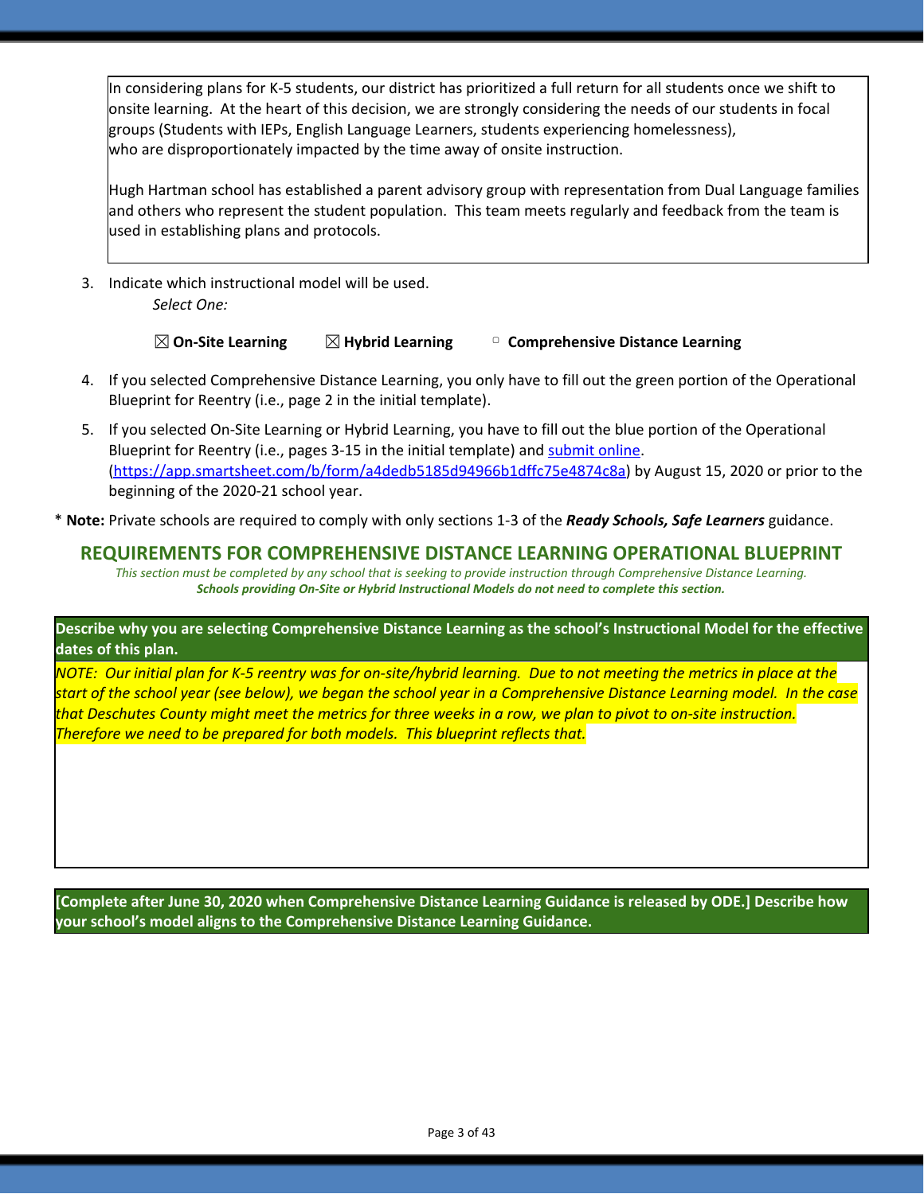In considering plans for K-5 students, our district has prioritized a full return for all students once we shift to onsite learning. At the heart of this decision, we are strongly considering the needs of our students in focal groups (Students with IEPs, English Language Learners, students experiencing homelessness), who are disproportionately impacted by the time away of onsite instruction.

Hugh Hartman school has established a parent advisory group with representation from Dual Language families and others who represent the student population. This team meets regularly and feedback from the team is used in establishing plans and protocols.

3. Indicate which instructional model will be used.
   *Select One:*

   ☒ **On-Site Learning** ☒ **Hybrid Learning** ▢ **Comprehensive Distance Learning**

4. If you selected Comprehensive Distance Learning, you only have to fill out the green portion of the Operational Blueprint for Reentry (i.e., page 2 in the initial template).
5. If you selected On-Site Learning or Hybrid Learning, you have to fill out the blue portion of the Operational Blueprint for Reentry (i.e., pages 3-15 in the initial template) and [submit online](https://app.smartsheet.com/b/form/a4dedb5185d94966b1dffc75e4874c8a). (https://app.smartsheet.com/b/form/a4dedb5185d94966b1dffc75e4874c8a) by August 15, 2020 or prior to the beginning of the 2020-21 school year.

\* **Note:** Private schools are required to comply with only sections 1-3 of the ***Ready Schools, Safe Learners*** guidance.

## REQUIREMENTS FOR COMPREHENSIVE DISTANCE LEARNING OPERATIONAL BLUEPRINT

*This section must be completed by any school that is seeking to provide instruction through Comprehensive Distance Learning.*
***Schools providing On-Site or Hybrid Instructional Models do not need to complete this section.***

**Describe why you are selecting Comprehensive Distance Learning as the school's Instructional Model for the effective dates of this plan.**

*NOTE: Our initial plan for K-5 reentry was for on-site/hybrid learning. Due to not meeting the metrics in place at the start of the school year (see below), we began the school year in a Comprehensive Distance Learning model. In the case that Deschutes County might meet the metrics for three weeks in a row, we plan to pivot to on-site instruction. Therefore we need to be prepared for both models. This blueprint reflects that.*

**[Complete after June 30, 2020 when Comprehensive Distance Learning Guidance is released by ODE.] Describe how your school's model aligns to the Comprehensive Distance Learning Guidance.**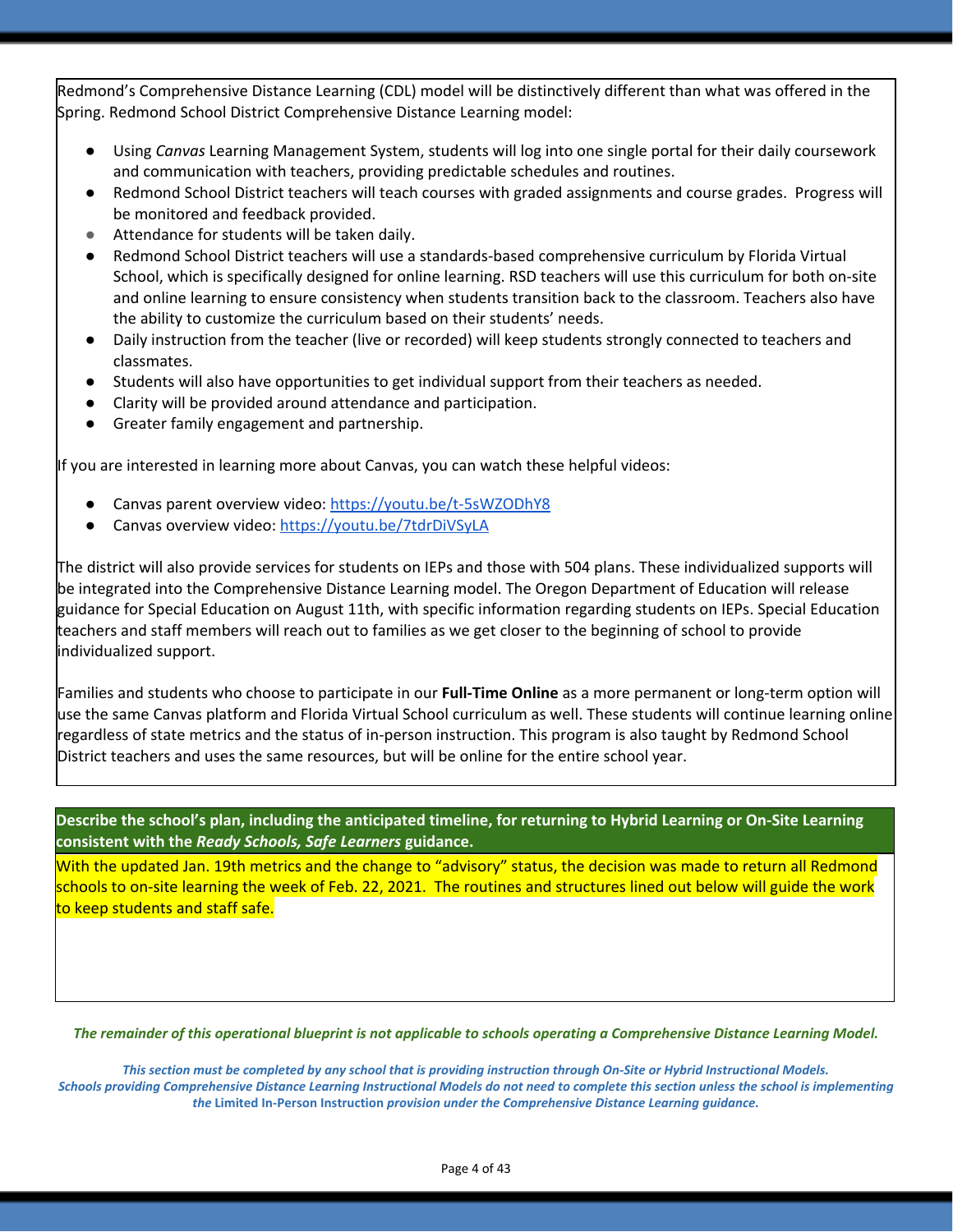Redmond's Comprehensive Distance Learning (CDL) model will be distinctively different than what was offered in the Spring. Redmond School District Comprehensive Distance Learning model:

- Using *Canvas* Learning Management System, students will log into one single portal for their daily coursework and communication with teachers, providing predictable schedules and routines.
- Redmond School District teachers will teach courses with graded assignments and course grades. Progress will be monitored and feedback provided.
- Attendance for students will be taken daily.
- Redmond School District teachers will use a standards-based comprehensive curriculum by Florida Virtual School, which is specifically designed for online learning. RSD teachers will use this curriculum for both on-site and online learning to ensure consistency when students transition back to the classroom. Teachers also have the ability to customize the curriculum based on their students' needs.
- Daily instruction from the teacher (live or recorded) will keep students strongly connected to teachers and classmates.
- Students will also have opportunities to get individual support from their teachers as needed.
- Clarity will be provided around attendance and participation.
- Greater family engagement and partnership.

If you are interested in learning more about Canvas, you can watch these helpful videos:

- Canvas parent overview video: https://youtu.be/t-5sWZODhY8
- Canvas overview video: https://youtu.be/7tdrDiVSyLA

The district will also provide services for students on IEPs and those with 504 plans. These individualized supports will be integrated into the Comprehensive Distance Learning model. The Oregon Department of Education will release guidance for Special Education on August 11th, with specific information regarding students on IEPs. Special Education teachers and staff members will reach out to families as we get closer to the beginning of school to provide individualized support.

Families and students who choose to participate in our **Full-Time Online** as a more permanent or long-term option will use the same Canvas platform and Florida Virtual School curriculum as well. These students will continue learning online regardless of state metrics and the status of in-person instruction. This program is also taught by Redmond School District teachers and uses the same resources, but will be online for the entire school year.

**Describe the school's plan, including the anticipated timeline, for returning to Hybrid Learning or On-Site Learning consistent with the *Ready Schools, Safe Learners* guidance.**

With the updated Jan. 19th metrics and the change to "advisory" status, the decision was made to return all Redmond schools to on-site learning the week of Feb. 22, 2021. The routines and structures lined out below will guide the work to keep students and staff safe.

***The remainder of this operational blueprint is not applicable to schools operating a Comprehensive Distance Learning Model.***

***This section must be completed by any school that is providing instruction through On-Site or Hybrid Instructional Models. Schools providing Comprehensive Distance Learning Instructional Models do not need to complete this section unless the school is implementing the* Limited In-Person Instruction *provision under the Comprehensive Distance Learning guidance.***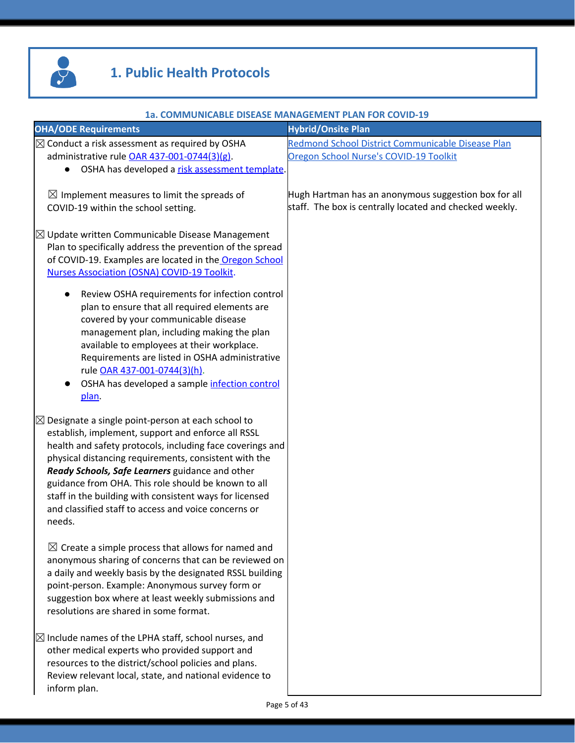# 1. Public Health Protocols

## 1a. COMMUNICABLE DISEASE MANAGEMENT PLAN FOR COVID-19

| OHA/ODE Requirements | Hybrid/Onsite Plan |
|---|---|
| ☒ Conduct a risk assessment as required by OSHA administrative rule OAR 437-001-0744(3)(g).<br>• OSHA has developed a risk assessment template. | Redmond School District Communicable Disease Plan<br>Oregon School Nurse's COVID-19 Toolkit |
| ☒ Implement measures to limit the spreads of COVID-19 within the school setting. | Hugh Hartman has an anonymous suggestion box for all staff. The box is centrally located and checked weekly. |
| ☒ Update written Communicable Disease Management Plan to specifically address the prevention of the spread of COVID-19. Examples are located in the Oregon School Nurses Association (OSNA) COVID-19 Toolkit.<br>• Review OSHA requirements for infection control plan to ensure that all required elements are covered by your communicable disease management plan, including making the plan available to employees at their workplace. Requirements are listed in OSHA administrative rule OAR 437-001-0744(3)(h).<br>• OSHA has developed a sample infection control plan. | |
| ☒ Designate a single point-person at each school to establish, implement, support and enforce all RSSL health and safety protocols, including face coverings and physical distancing requirements, consistent with the ***Ready Schools, Safe Learners*** guidance and other guidance from OHA. This role should be known to all staff in the building with consistent ways for licensed and classified staff to access and voice concerns or needs. | |
| ☒ Create a simple process that allows for named and anonymous sharing of concerns that can be reviewed on a daily and weekly basis by the designated RSSL building point-person. Example: Anonymous survey form or suggestion box where at least weekly submissions and resolutions are shared in some format. | |
| ☒ Include names of the LPHA staff, school nurses, and other medical experts who provided support and resources to the district/school policies and plans. Review relevant local, state, and national evidence to inform plan. | |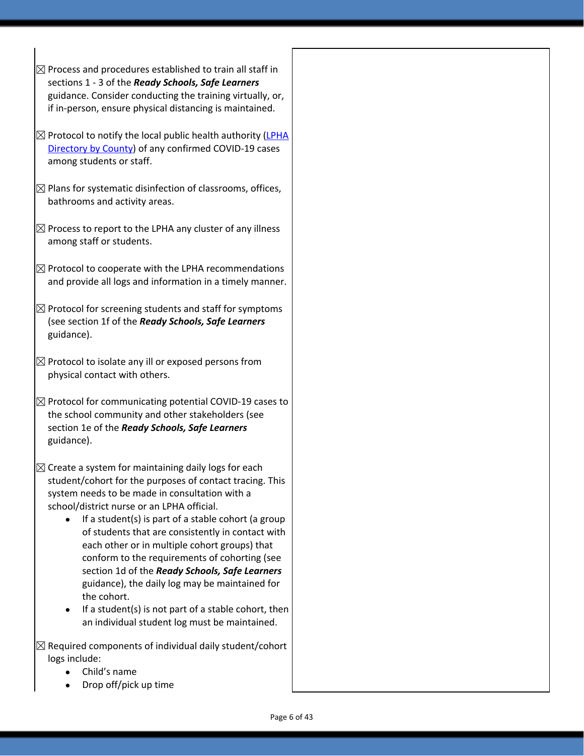☒ Process and procedures established to train all staff in sections 1 - 3 of the ***Ready Schools, Safe Learners*** guidance. Consider conducting the training virtually, or, if in-person, ensure physical distancing is maintained.

☒ Protocol to notify the local public health authority ([LPHA Directory by County]) of any confirmed COVID-19 cases among students or staff.

☒ Plans for systematic disinfection of classrooms, offices, bathrooms and activity areas.

☒ Process to report to the LPHA any cluster of any illness among staff or students.

☒ Protocol to cooperate with the LPHA recommendations and provide all logs and information in a timely manner.

☒ Protocol for screening students and staff for symptoms (see section 1f of the ***Ready Schools, Safe Learners*** guidance).

☒ Protocol to isolate any ill or exposed persons from physical contact with others.

☒ Protocol for communicating potential COVID-19 cases to the school community and other stakeholders (see section 1e of the ***Ready Schools, Safe Learners*** guidance).

☒ Create a system for maintaining daily logs for each student/cohort for the purposes of contact tracing. This system needs to be made in consultation with a school/district nurse or an LPHA official.

- If a student(s) is part of a stable cohort (a group of students that are consistently in contact with each other or in multiple cohort groups) that conform to the requirements of cohorting (see section 1d of the ***Ready Schools, Safe Learners*** guidance), the daily log may be maintained for the cohort.
- If a student(s) is not part of a stable cohort, then an individual student log must be maintained.

☒ Required components of individual daily student/cohort logs include:

- Child's name
- Drop off/pick up time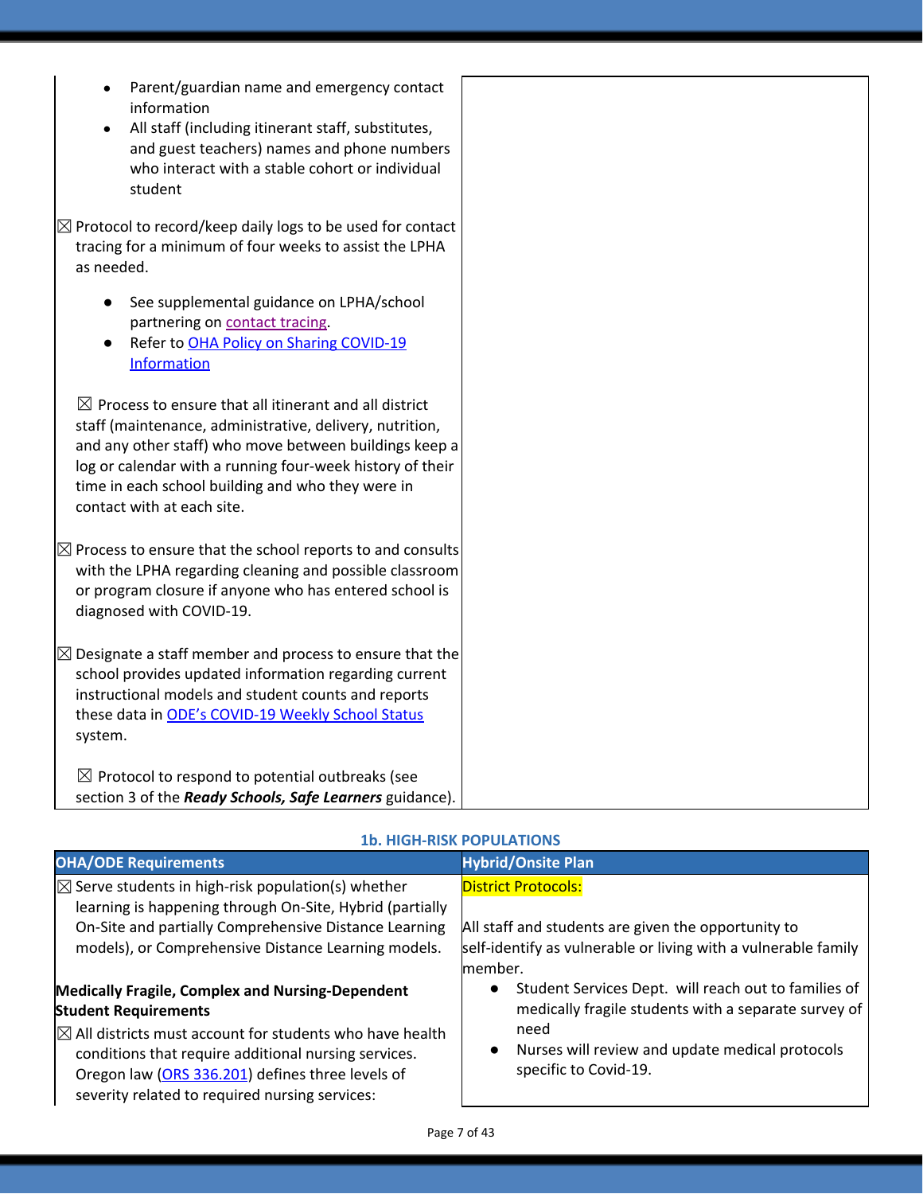| | |
|---|---|
| <ul><li>Parent/guardian name and emergency contact information</li><li>All staff (including itinerant staff, substitutes, and guest teachers) names and phone numbers who interact with a stable cohort or individual student</li></ul>☒ Protocol to record/keep daily logs to be used for contact tracing for a minimum of four weeks to assist the LPHA as needed.<ul><li>See supplemental guidance on LPHA/school partnering on contact tracing.</li><li>Refer to OHA Policy on Sharing COVID-19 Information</li></ul>☒ Process to ensure that all itinerant and all district staff (maintenance, administrative, delivery, nutrition, and any other staff) who move between buildings keep a log or calendar with a running four-week history of their time in each school building and who they were in contact with at each site.<br><br>☒ Process to ensure that the school reports to and consults with the LPHA regarding cleaning and possible classroom or program closure if anyone who has entered school is diagnosed with COVID-19.<br><br>☒ Designate a staff member and process to ensure that the school provides updated information regarding current instructional models and student counts and reports these data in ODE's COVID-19 Weekly School Status system.<br><br>☒ Protocol to respond to potential outbreaks (see section 3 of the ***Ready Schools, Safe Learners*** guidance). | |

### 1b. HIGH-RISK POPULATIONS

| OHA/ODE Requirements | Hybrid/Onsite Plan |
|---|---|
| ☒ Serve students in high-risk population(s) whether learning is happening through On-Site, Hybrid (partially On-Site and partially Comprehensive Distance Learning models), or Comprehensive Distance Learning models.<br><br>**Medically Fragile, Complex and Nursing-Dependent Student Requirements**<br>☒ All districts must account for students who have health conditions that require additional nursing services. Oregon law (ORS 336.201) defines three levels of severity related to required nursing services: | District Protocols:<br><br>All staff and students are given the opportunity to self-identify as vulnerable or living with a vulnerable family member.<ul><li>Student Services Dept. will reach out to families of medically fragile students with a separate survey of need</li><li>Nurses will review and update medical protocols specific to Covid-19.</li></ul> |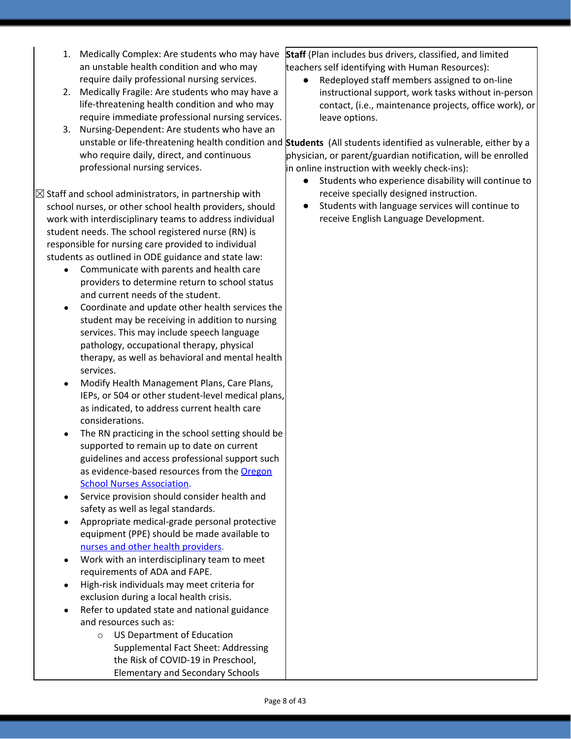| | |
|---|---|
| 1. Medically Complex: Are students who may have an unstable health condition and who may require daily professional nursing services.<br>2. Medically Fragile: Are students who may have a life-threatening health condition and who may require immediate professional nursing services.<br>3. Nursing-Dependent: Are students who have an unstable or life-threatening health condition and who require daily, direct, and continuous professional nursing services.<br><br>☒ Staff and school administrators, in partnership with school nurses, or other school health providers, should work with interdisciplinary teams to address individual student needs. The school registered nurse (RN) is responsible for nursing care provided to individual students as outlined in ODE guidance and state law:<br>• Communicate with parents and health care providers to determine return to school status and current needs of the student.<br>• Coordinate and update other health services the student may be receiving in addition to nursing services. This may include speech language pathology, occupational therapy, physical therapy, as well as behavioral and mental health services.<br>• Modify Health Management Plans, Care Plans, IEPs, or 504 or other student-level medical plans, as indicated, to address current health care considerations.<br>• The RN practicing in the school setting should be supported to remain up to date on current guidelines and access professional support such as evidence-based resources from the Oregon School Nurses Association.<br>• Service provision should consider health and safety as well as legal standards.<br>• Appropriate medical-grade personal protective equipment (PPE) should be made available to nurses and other health providers.<br>• Work with an interdisciplinary team to meet requirements of ADA and FAPE.<br>• High-risk individuals may meet criteria for exclusion during a local health crisis.<br>• Refer to updated state and national guidance and resources such as:<br>&nbsp;&nbsp;&nbsp;&nbsp;○ US Department of Education Supplemental Fact Sheet: Addressing the Risk of COVID-19 in Preschool, Elementary and Secondary Schools | **Staff** (Plan includes bus drivers, classified, and limited teachers self identifying with Human Resources):<br>• Redeployed staff members assigned to on-line instructional support, work tasks without in-person contact, (i.e., maintenance projects, office work), or leave options.<br><br>**Students** (All students identified as vulnerable, either by a physician, or parent/guardian notification, will be enrolled in online instruction with weekly check-ins):<br>• Students who experience disability will continue to receive specially designed instruction.<br>• Students with language services will continue to receive English Language Development. |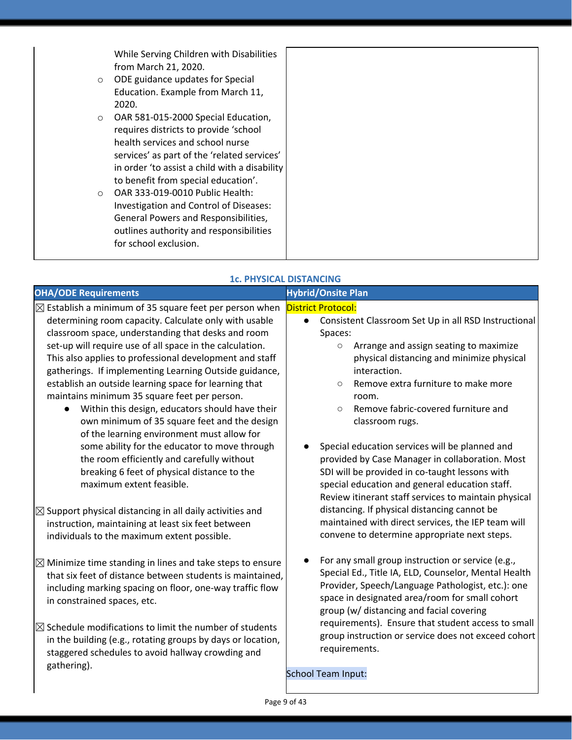| | |
|---|---|
| While Serving Children with Disabilities from March 21, 2020.<br>◦ ODE guidance updates for Special Education. Example from March 11, 2020.<br>◦ OAR 581-015-2000 Special Education, requires districts to provide 'school health services and school nurse services' as part of the 'related services' in order 'to assist a child with a disability to benefit from special education'.<br>◦ OAR 333-019-0010 Public Health: Investigation and Control of Diseases: General Powers and Responsibilities, outlines authority and responsibilities for school exclusion. | |

### 1c. PHYSICAL DISTANCING

| OHA/ODE Requirements | Hybrid/Onsite Plan |
|---|---|
| ☒ Establish a minimum of 35 square feet per person when determining room capacity. Calculate only with usable classroom space, understanding that desks and room set-up will require use of all space in the calculation. This also applies to professional development and staff gatherings. If implementing Learning Outside guidance, establish an outside learning space for learning that maintains minimum 35 square feet per person.<br>• Within this design, educators should have their own minimum of 35 square feet and the design of the learning environment must allow for some ability for the educator to move through the room efficiently and carefully without breaking 6 feet of physical distance to the maximum extent feasible.<br><br>☒ Support physical distancing in all daily activities and instruction, maintaining at least six feet between individuals to the maximum extent possible.<br><br>☒ Minimize time standing in lines and take steps to ensure that six feet of distance between students is maintained, including marking spacing on floor, one-way traffic flow in constrained spaces, etc.<br><br>☒ Schedule modifications to limit the number of students in the building (e.g., rotating groups by days or location, staggered schedules to avoid hallway crowding and gathering). | District Protocol:<br>• Consistent Classroom Set Up in all RSD Instructional Spaces:<br>◦ Arrange and assign seating to maximize physical distancing and minimize physical interaction.<br>◦ Remove extra furniture to make more room.<br>◦ Remove fabric-covered furniture and classroom rugs.<br><br>• Special education services will be planned and provided by Case Manager in collaboration. Most SDI will be provided in co-taught lessons with special education and general education staff. Review itinerant staff services to maintain physical distancing. If physical distancing cannot be maintained with direct services, the IEP team will convene to determine appropriate next steps.<br><br>• For any small group instruction or service (e.g., Special Ed., Title IA, ELD, Counselor, Mental Health Provider, Speech/Language Pathologist, etc.): one space in designated area/room for small cohort group (w/ distancing and facial covering requirements). Ensure that student access to small group instruction or service does not exceed cohort requirements.<br><br>School Team Input: |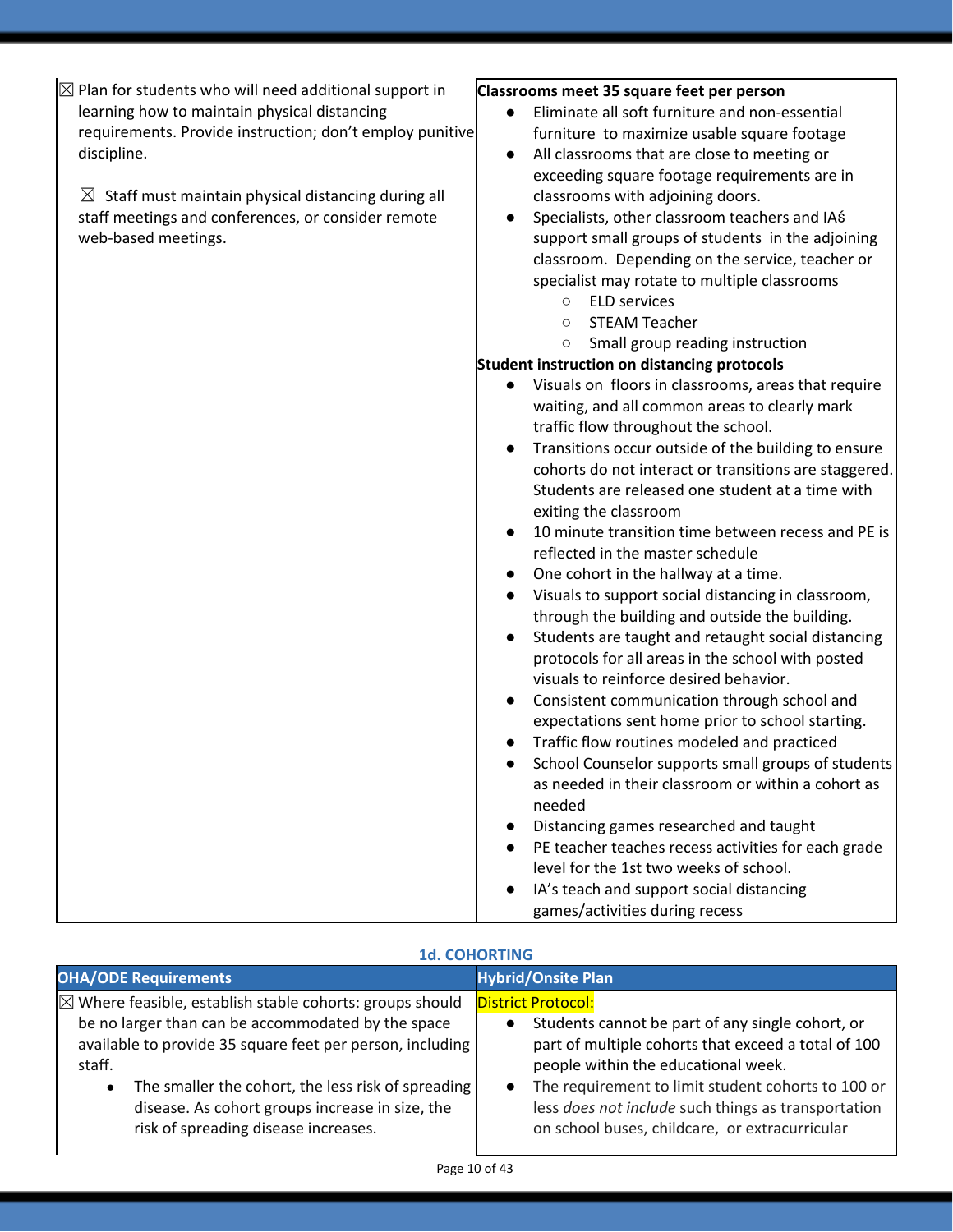| | |
|---|---|
| ☒ Plan for students who will need additional support in learning how to maintain physical distancing requirements. Provide instruction; don't employ punitive discipline.<br><br>☒ Staff must maintain physical distancing during all staff meetings and conferences, or consider remote web-based meetings. | **Classrooms meet 35 square feet per person**<br>● Eliminate all soft furniture and non-essential furniture to maximize usable square footage<br>● All classrooms that are close to meeting or exceeding square footage requirements are in classrooms with adjoining doors.<br>● Specialists, other classroom teachers and IAś support small groups of students in the adjoining classroom. Depending on the service, teacher or specialist may rotate to multiple classrooms<br>○ ELD services<br>○ STEAM Teacher<br>○ Small group reading instruction<br>**Student instruction on distancing protocols**<br>● Visuals on floors in classrooms, areas that require waiting, and all common areas to clearly mark traffic flow throughout the school.<br>● Transitions occur outside of the building to ensure cohorts do not interact or transitions are staggered. Students are released one student at a time with exiting the classroom<br>● 10 minute transition time between recess and PE is reflected in the master schedule<br>● One cohort in the hallway at a time.<br>● Visuals to support social distancing in classroom, through the building and outside the building.<br>● Students are taught and retaught social distancing protocols for all areas in the school with posted visuals to reinforce desired behavior.<br>● Consistent communication through school and expectations sent home prior to school starting.<br>● Traffic flow routines modeled and practiced<br>● School Counselor supports small groups of students as needed in their classroom or within a cohort as needed<br>● Distancing games researched and taught<br>● PE teacher teaches recess activities for each grade level for the 1st two weeks of school.<br>● IA's teach and support social distancing games/activities during recess |

## 1d. COHORTING

| OHA/ODE Requirements | Hybrid/Onsite Plan |
|---|---|
| ☒ Where feasible, establish stable cohorts: groups should be no larger than can be accommodated by the space available to provide 35 square feet per person, including staff.<br>● The smaller the cohort, the less risk of spreading disease. As cohort groups increase in size, the risk of spreading disease increases. | District Protocol:<br>● Students cannot be part of any single cohort, or part of multiple cohorts that exceed a total of 100 people within the educational week.<br>● The requirement to limit student cohorts to 100 or less *does not include* such things as transportation on school buses, childcare, or extracurricular |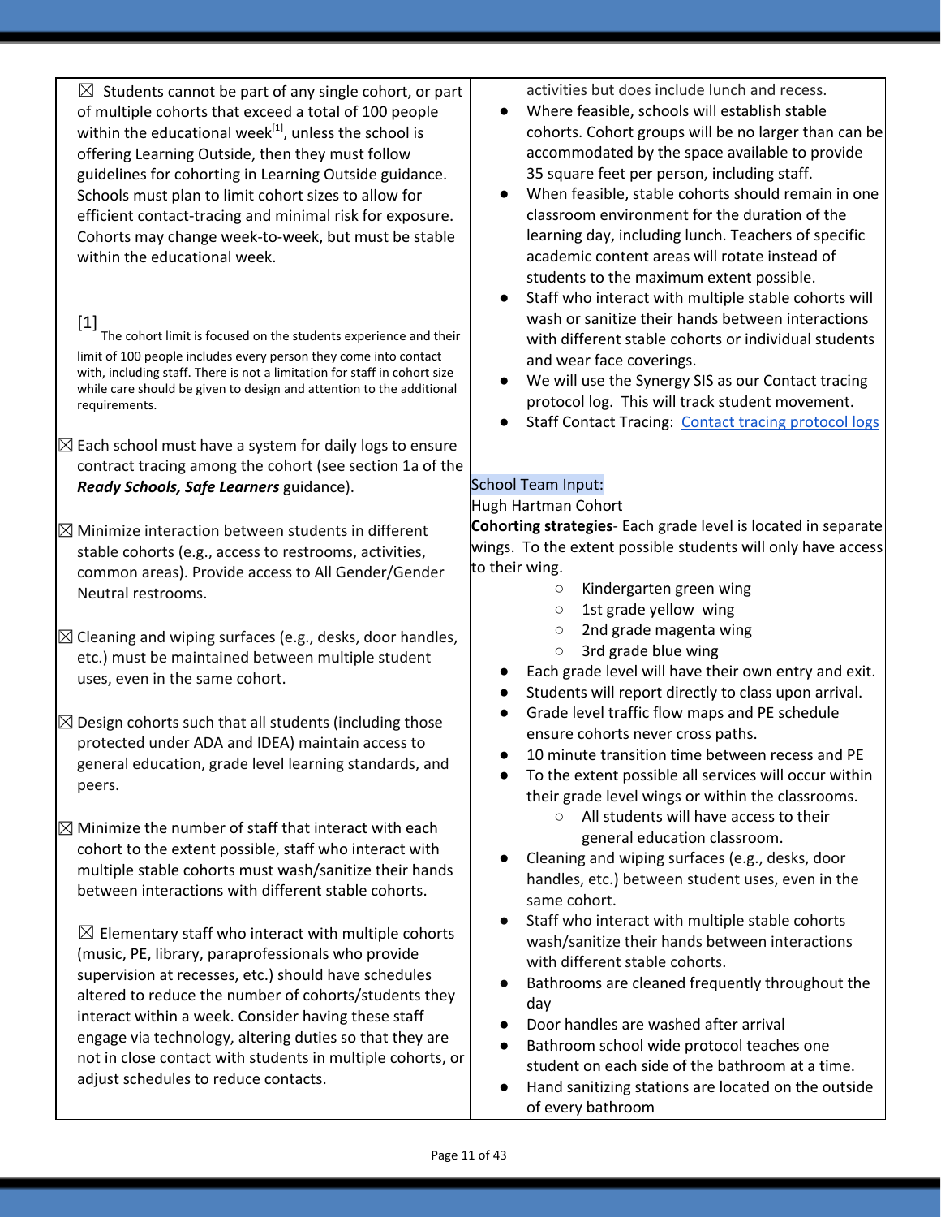☒ Students cannot be part of any single cohort, or part of multiple cohorts that exceed a total of 100 people within the educational week[1], unless the school is offering Learning Outside, then they must follow guidelines for cohorting in Learning Outside guidance. Schools must plan to limit cohort sizes to allow for efficient contact-tracing and minimal risk for exposure. Cohorts may change week-to-week, but must be stable within the educational week.

[1] The cohort limit is focused on the students experience and their limit of 100 people includes every person they come into contact with, including staff. There is not a limitation for staff in cohort size while care should be given to design and attention to the additional requirements.

☒ Each school must have a system for daily logs to ensure contract tracing among the cohort (see section 1a of the ***Ready Schools, Safe Learners*** guidance).

☒ Minimize interaction between students in different stable cohorts (e.g., access to restrooms, activities, common areas). Provide access to All Gender/Gender Neutral restrooms.

☒ Cleaning and wiping surfaces (e.g., desks, door handles, etc.) must be maintained between multiple student uses, even in the same cohort.

☒ Design cohorts such that all students (including those protected under ADA and IDEA) maintain access to general education, grade level learning standards, and peers.

☒ Minimize the number of staff that interact with each cohort to the extent possible, staff who interact with multiple stable cohorts must wash/sanitize their hands between interactions with different stable cohorts.

☒ Elementary staff who interact with multiple cohorts (music, PE, library, paraprofessionals who provide supervision at recesses, etc.) should have schedules altered to reduce the number of cohorts/students they interact within a week. Consider having these staff engage via technology, altering duties so that they are not in close contact with students in multiple cohorts, or adjust schedules to reduce contacts.

activities but does include lunch and recess.

- Where feasible, schools will establish stable cohorts. Cohort groups will be no larger than can be accommodated by the space available to provide 35 square feet per person, including staff.
- When feasible, stable cohorts should remain in one classroom environment for the duration of the learning day, including lunch. Teachers of specific academic content areas will rotate instead of students to the maximum extent possible.
- Staff who interact with multiple stable cohorts will wash or sanitize their hands between interactions with different stable cohorts or individual students and wear face coverings.
- We will use the Synergy SIS as our Contact tracing protocol log. This will track student movement.
- Staff Contact Tracing: [Contact tracing protocol logs]

School Team Input:

Hugh Hartman Cohort

**Cohorting strategies**- Each grade level is located in separate wings. To the extent possible students will only have access to their wing.

- Kindergarten green wing
- 1st grade yellow wing
- 2nd grade magenta wing
- 3rd grade blue wing

- Each grade level will have their own entry and exit.
- Students will report directly to class upon arrival.
- Grade level traffic flow maps and PE schedule ensure cohorts never cross paths.
- 10 minute transition time between recess and PE
- To the extent possible all services will occur within their grade level wings or within the classrooms.
  - All students will have access to their general education classroom.
- Cleaning and wiping surfaces (e.g., desks, door handles, etc.) between student uses, even in the same cohort.
- Staff who interact with multiple stable cohorts wash/sanitize their hands between interactions with different stable cohorts.
- Bathrooms are cleaned frequently throughout the day
- Door handles are washed after arrival
- Bathroom school wide protocol teaches one student on each side of the bathroom at a time.
- Hand sanitizing stations are located on the outside of every bathroom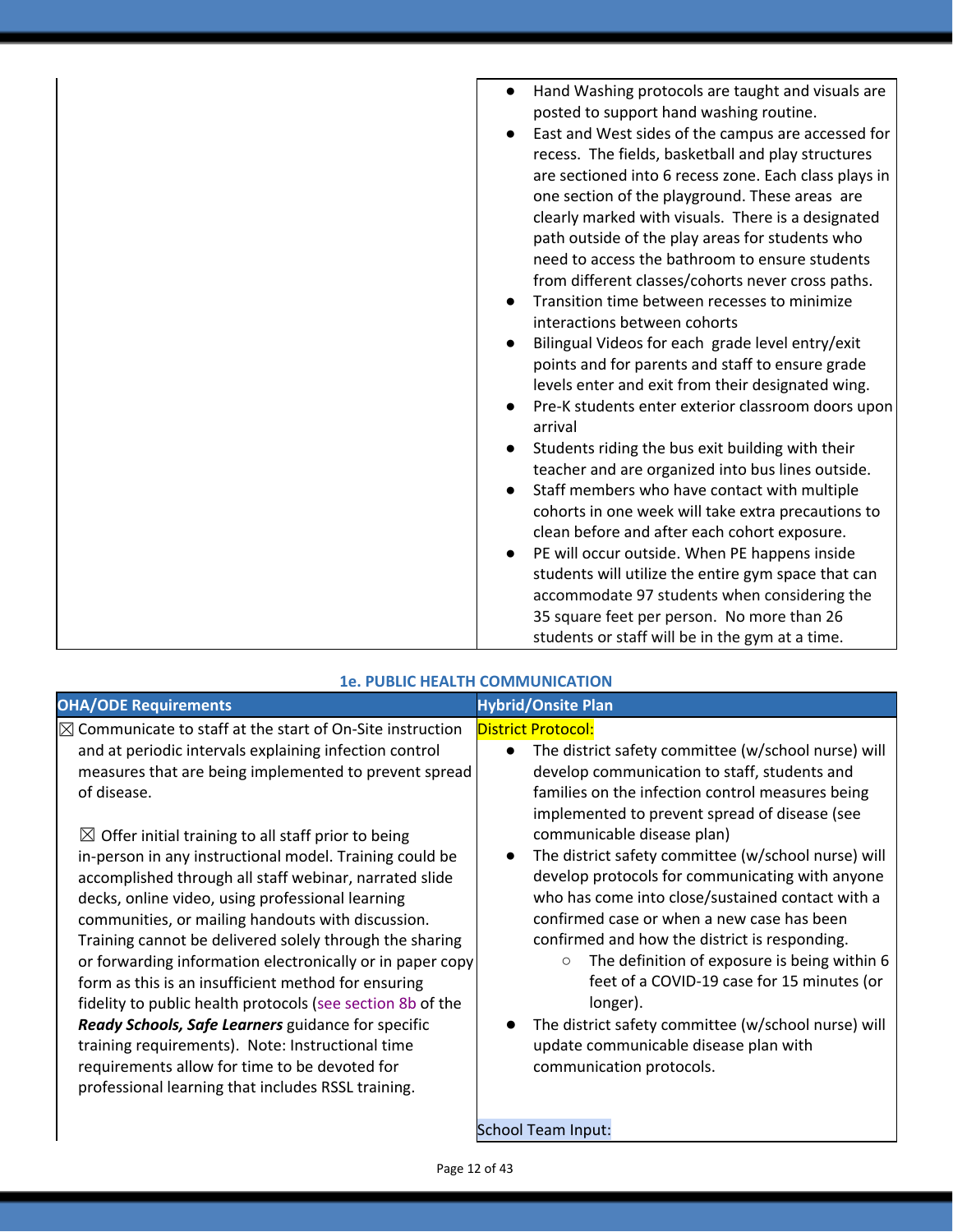| | |
|---|---|
| | ● Hand Washing protocols are taught and visuals are posted to support hand washing routine.<br>● East and West sides of the campus are accessed for recess. The fields, basketball and play structures are sectioned into 6 recess zone. Each class plays in one section of the playground. These areas are clearly marked with visuals. There is a designated path outside of the play areas for students who need to access the bathroom to ensure students from different classes/cohorts never cross paths.<br>● Transition time between recesses to minimize interactions between cohorts<br>● Bilingual Videos for each grade level entry/exit points and for parents and staff to ensure grade levels enter and exit from their designated wing.<br>● Pre-K students enter exterior classroom doors upon arrival<br>● Students riding the bus exit building with their teacher and are organized into bus lines outside.<br>● Staff members who have contact with multiple cohorts in one week will take extra precautions to clean before and after each cohort exposure.<br>● PE will occur outside. When PE happens inside students will utilize the entire gym space that can accommodate 97 students when considering the 35 square feet per person. No more than 26 students or staff will be in the gym at a time. |

### 1e. PUBLIC HEALTH COMMUNICATION

| OHA/ODE Requirements | Hybrid/Onsite Plan |
|---|---|
| ☒ Communicate to staff at the start of On-Site instruction and at periodic intervals explaining infection control measures that are being implemented to prevent spread of disease.<br><br>☒ Offer initial training to all staff prior to being in-person in any instructional model. Training could be accomplished through all staff webinar, narrated slide decks, online video, using professional learning communities, or mailing handouts with discussion. Training cannot be delivered solely through the sharing or forwarding information electronically or in paper copy form as this is an insufficient method for ensuring fidelity to public health protocols (see section 8b of the ***Ready Schools, Safe Learners*** guidance for specific training requirements). Note: Instructional time requirements allow for time to be devoted for professional learning that includes RSSL training. | District Protocol:<br>● The district safety committee (w/school nurse) will develop communication to staff, students and families on the infection control measures being implemented to prevent spread of disease (see communicable disease plan)<br>● The district safety committee (w/school nurse) will develop protocols for communicating with anyone who has come into close/sustained contact with a confirmed case or when a new case has been confirmed and how the district is responding.<br>  ○ The definition of exposure is being within 6 feet of a COVID-19 case for 15 minutes (or longer).<br>● The district safety committee (w/school nurse) will update communicable disease plan with communication protocols.<br><br>School Team Input: |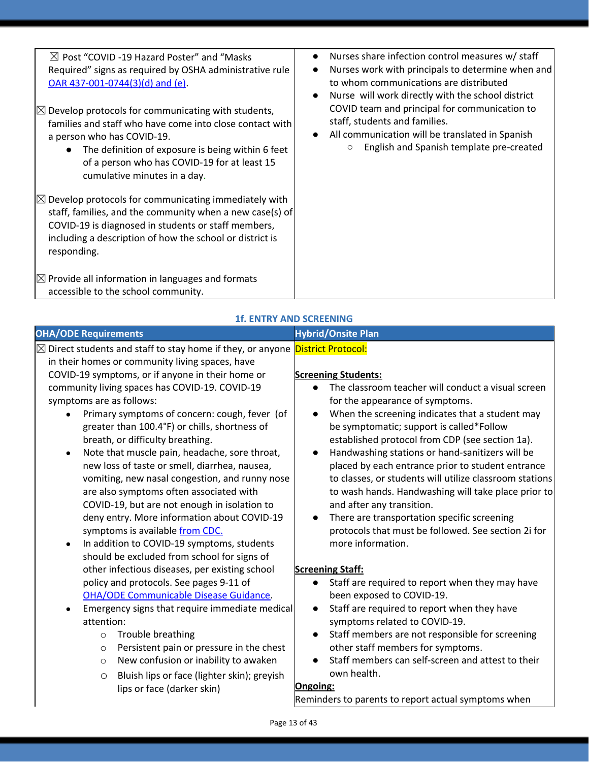| | |
|---|---|
| ☒ Post "COVID -19 Hazard Poster" and "Masks Required" signs as required by OSHA administrative rule OAR 437-001-0744(3)(d) and (e).<br><br>☒ Develop protocols for communicating with students, families and staff who have come into close contact with a person who has COVID-19.<br>• The definition of exposure is being within 6 feet of a person who has COVID-19 for at least 15 cumulative minutes in a day.<br><br>☒ Develop protocols for communicating immediately with staff, families, and the community when a new case(s) of COVID-19 is diagnosed in students or staff members, including a description of how the school or district is responding.<br><br>☒ Provide all information in languages and formats accessible to the school community. | • Nurses share infection control measures w/ staff<br>• Nurses work with principals to determine when and to whom communications are distributed<br>• Nurse will work directly with the school district COVID team and principal for communication to staff, students and families.<br>• All communication will be translated in Spanish<br>  ○ English and Spanish template pre-created |

### 1f. ENTRY AND SCREENING

| OHA/ODE Requirements | Hybrid/Onsite Plan |
|---|---|
| ☒ Direct students and staff to stay home if they, or anyone in their homes or community living spaces, have COVID-19 symptoms, or if anyone in their home or community living spaces has COVID-19. COVID-19 symptoms are as follows:<br>• Primary symptoms of concern: cough, fever (of greater than 100.4°F) or chills, shortness of breath, or difficulty breathing.<br>• Note that muscle pain, headache, sore throat, new loss of taste or smell, diarrhea, nausea, vomiting, new nasal congestion, and runny nose are also symptoms often associated with COVID-19, but are not enough in isolation to deny entry. More information about COVID-19 symptoms is available from CDC.<br>• In addition to COVID-19 symptoms, students should be excluded from school for signs of other infectious diseases, per existing school policy and protocols. See pages 9-11 of OHA/ODE Communicable Disease Guidance.<br>• Emergency signs that require immediate medical attention:<br>  ○ Trouble breathing<br>  ○ Persistent pain or pressure in the chest<br>  ○ New confusion or inability to awaken<br>  ○ Bluish lips or face (lighter skin); greyish lips or face (darker skin) | District Protocol:<br><br>**Screening Students:**<br>• The classroom teacher will conduct a visual screen for the appearance of symptoms.<br>• When the screening indicates that a student may be symptomatic; support is called*Follow established protocol from CDP (see section 1a).<br>• Handwashing stations or hand-sanitizers will be placed by each entrance prior to student entrance to classes, or students will utilize classroom stations to wash hands. Handwashing will take place prior to and after any transition.<br>• There are transportation specific screening protocols that must be followed. See section 2i for more information.<br><br>**Screening Staff:**<br>• Staff are required to report when they may have been exposed to COVID-19.<br>• Staff are required to report when they have symptoms related to COVID-19.<br>• Staff members are not responsible for screening other staff members for symptoms.<br>• Staff members can self-screen and attest to their own health.<br>**Ongoing:**<br>Reminders to parents to report actual symptoms when |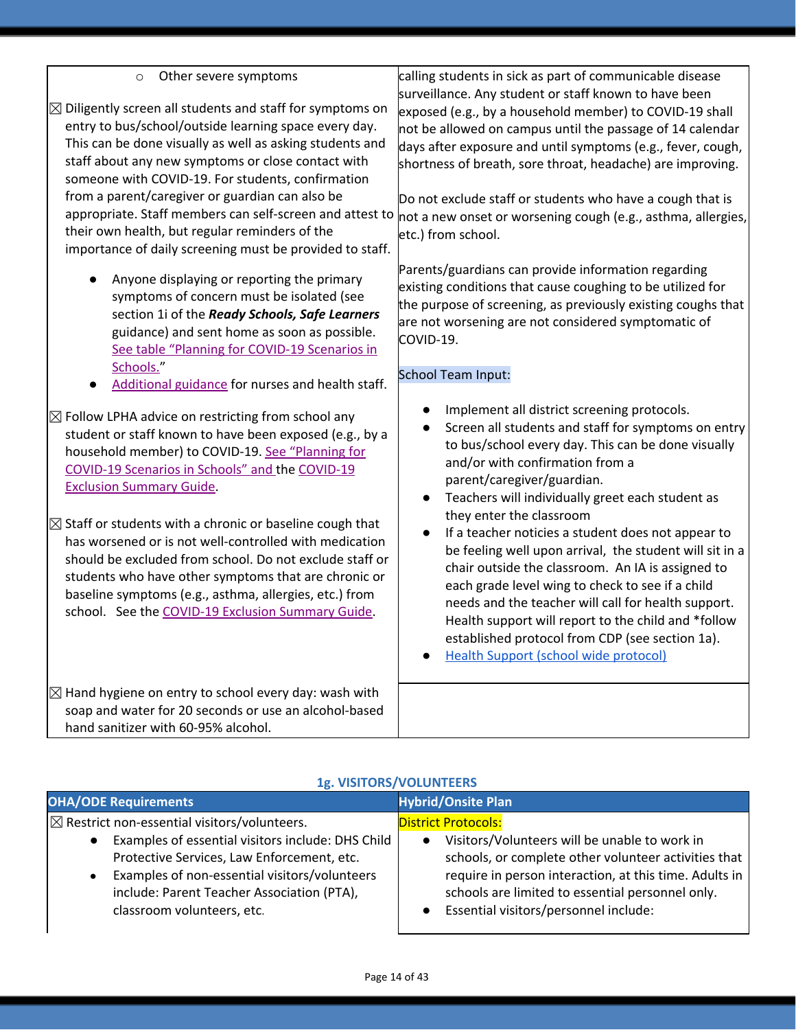| | |
|---|---|
| ○ Other severe symptoms<br><br>☒ Diligently screen all students and staff for symptoms on entry to bus/school/outside learning space every day. This can be done visually as well as asking students and staff about any new symptoms or close contact with someone with COVID-19. For students, confirmation from a parent/caregiver or guardian can also be appropriate. Staff members can self-screen and attest to their own health, but regular reminders of the importance of daily screening must be provided to staff.<br>● Anyone displaying or reporting the primary symptoms of concern must be isolated (see section 1i of the ***Ready Schools, Safe Learners*** guidance) and sent home as soon as possible. See table "Planning for COVID-19 Scenarios in Schools."<br>● Additional guidance for nurses and health staff.<br><br>☒ Follow LPHA advice on restricting from school any student or staff known to have been exposed (e.g., by a household member) to COVID-19. See "Planning for COVID-19 Scenarios in Schools" and the COVID-19 Exclusion Summary Guide.<br><br>☒ Staff or students with a chronic or baseline cough that has worsened or is not well-controlled with medication should be excluded from school. Do not exclude staff or students who have other symptoms that are chronic or baseline symptoms (e.g., asthma, allergies, etc.) from school. See the COVID-19 Exclusion Summary Guide. | calling students in sick as part of communicable disease surveillance. Any student or staff known to have been exposed (e.g., by a household member) to COVID-19 shall not be allowed on campus until the passage of 14 calendar days after exposure and until symptoms (e.g., fever, cough, shortness of breath, sore throat, headache) are improving.<br><br>Do not exclude staff or students who have a cough that is not a new onset or worsening cough (e.g., asthma, allergies, etc.) from school.<br><br>Parents/guardians can provide information regarding existing conditions that cause coughing to be utilized for the purpose of screening, as previously existing coughs that are not worsening are not considered symptomatic of COVID-19.<br><br>School Team Input:<br>● Implement all district screening protocols.<br>● Screen all students and staff for symptoms on entry to bus/school every day. This can be done visually and/or with confirmation from a parent/caregiver/guardian.<br>● Teachers will individually greet each student as they enter the classroom<br>● If a teacher noticies a student does not appear to be feeling well upon arrival, the student will sit in a chair outside the classroom. An IA is assigned to each grade level wing to check to see if a child needs and the teacher will call for health support. Health support will report to the child and *follow established protocol from CDP (see section 1a).<br>● Health Support (school wide protocol) |
| ☒ Hand hygiene on entry to school every day: wash with soap and water for 20 seconds or use an alcohol-based hand sanitizer with 60-95% alcohol. | |

### 1g. VISITORS/VOLUNTEERS

| OHA/ODE Requirements | Hybrid/Onsite Plan |
|---|---|
| ☒ Restrict non-essential visitors/volunteers.<br>● Examples of essential visitors include: DHS Child Protective Services, Law Enforcement, etc.<br>● Examples of non-essential visitors/volunteers include: Parent Teacher Association (PTA), classroom volunteers, etc. | District Protocols:<br>● Visitors/Volunteers will be unable to work in schools, or complete other volunteer activities that require in person interaction, at this time. Adults in schools are limited to essential personnel only.<br>● Essential visitors/personnel include: |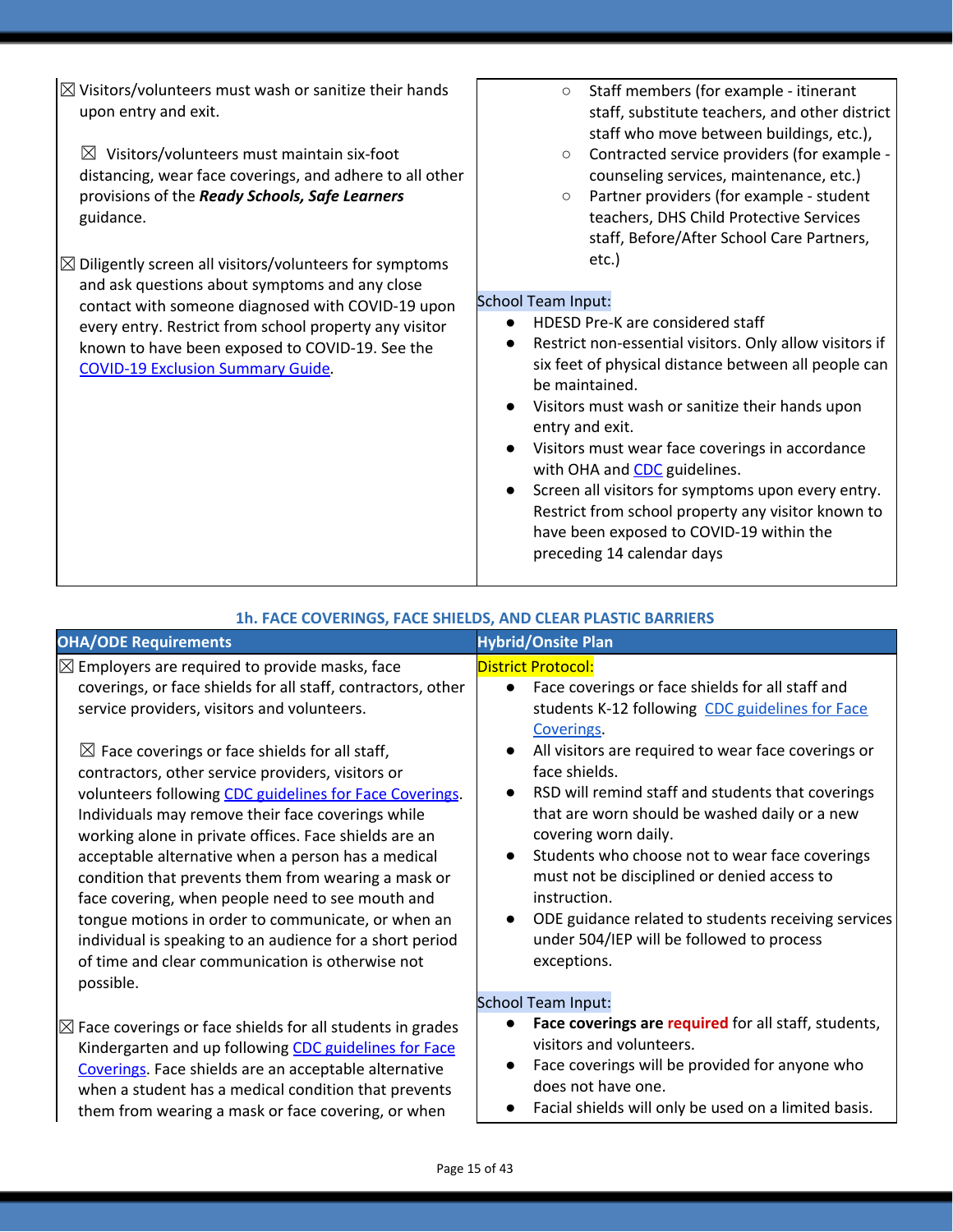| | |
|---|---|
| ☒ Visitors/volunteers must wash or sanitize their hands upon entry and exit.<br><br>☒ Visitors/volunteers must maintain six-foot distancing, wear face coverings, and adhere to all other provisions of the ***Ready Schools, Safe Learners*** guidance.<br><br>☒ Diligently screen all visitors/volunteers for symptoms and ask questions about symptoms and any close contact with someone diagnosed with COVID-19 upon every entry. Restrict from school property any visitor known to have been exposed to COVID-19. See the [COVID-19 Exclusion Summary Guide](). | ○ Staff members (for example - itinerant staff, substitute teachers, and other district staff who move between buildings, etc.),<br>○ Contracted service providers (for example - counseling services, maintenance, etc.)<br>○ Partner providers (for example - student teachers, DHS Child Protective Services staff, Before/After School Care Partners, etc.)<br><br>School Team Input:<br>● HDESD Pre-K are considered staff<br>● Restrict non-essential visitors. Only allow visitors if six feet of physical distance between all people can be maintained.<br>● Visitors must wash or sanitize their hands upon entry and exit.<br>● Visitors must wear face coverings in accordance with OHA and [CDC]() guidelines.<br>● Screen all visitors for symptoms upon every entry. Restrict from school property any visitor known to have been exposed to COVID-19 within the preceding 14 calendar days |

### 1h. FACE COVERINGS, FACE SHIELDS, AND CLEAR PLASTIC BARRIERS

| OHA/ODE Requirements | Hybrid/Onsite Plan |
|---|---|
| ☒ Employers are required to provide masks, face coverings, or face shields for all staff, contractors, other service providers, visitors and volunteers.<br><br>☒ Face coverings or face shields for all staff, contractors, other service providers, visitors or volunteers following [CDC guidelines for Face Coverings](). Individuals may remove their face coverings while working alone in private offices. Face shields are an acceptable alternative when a person has a medical condition that prevents them from wearing a mask or face covering, when people need to see mouth and tongue motions in order to communicate, or when an individual is speaking to an audience for a short period of time and clear communication is otherwise not possible.<br><br>☒ Face coverings or face shields for all students in grades Kindergarten and up following [CDC guidelines for Face Coverings](). Face shields are an acceptable alternative when a student has a medical condition that prevents them from wearing a mask or face covering, or when | District Protocol:<br>● Face coverings or face shields for all staff and students K-12 following [CDC guidelines for Face Coverings]().<br>● All visitors are required to wear face coverings or face shields.<br>● RSD will remind staff and students that coverings that are worn should be washed daily or a new covering worn daily.<br>● Students who choose not to wear face coverings must not be disciplined or denied access to instruction.<br>● ODE guidance related to students receiving services under 504/IEP will be followed to process exceptions.<br><br>School Team Input:<br>● **Face coverings are required** for all staff, students, visitors and volunteers.<br>● Face coverings will be provided for anyone who does not have one.<br>● Facial shields will only be used on a limited basis. |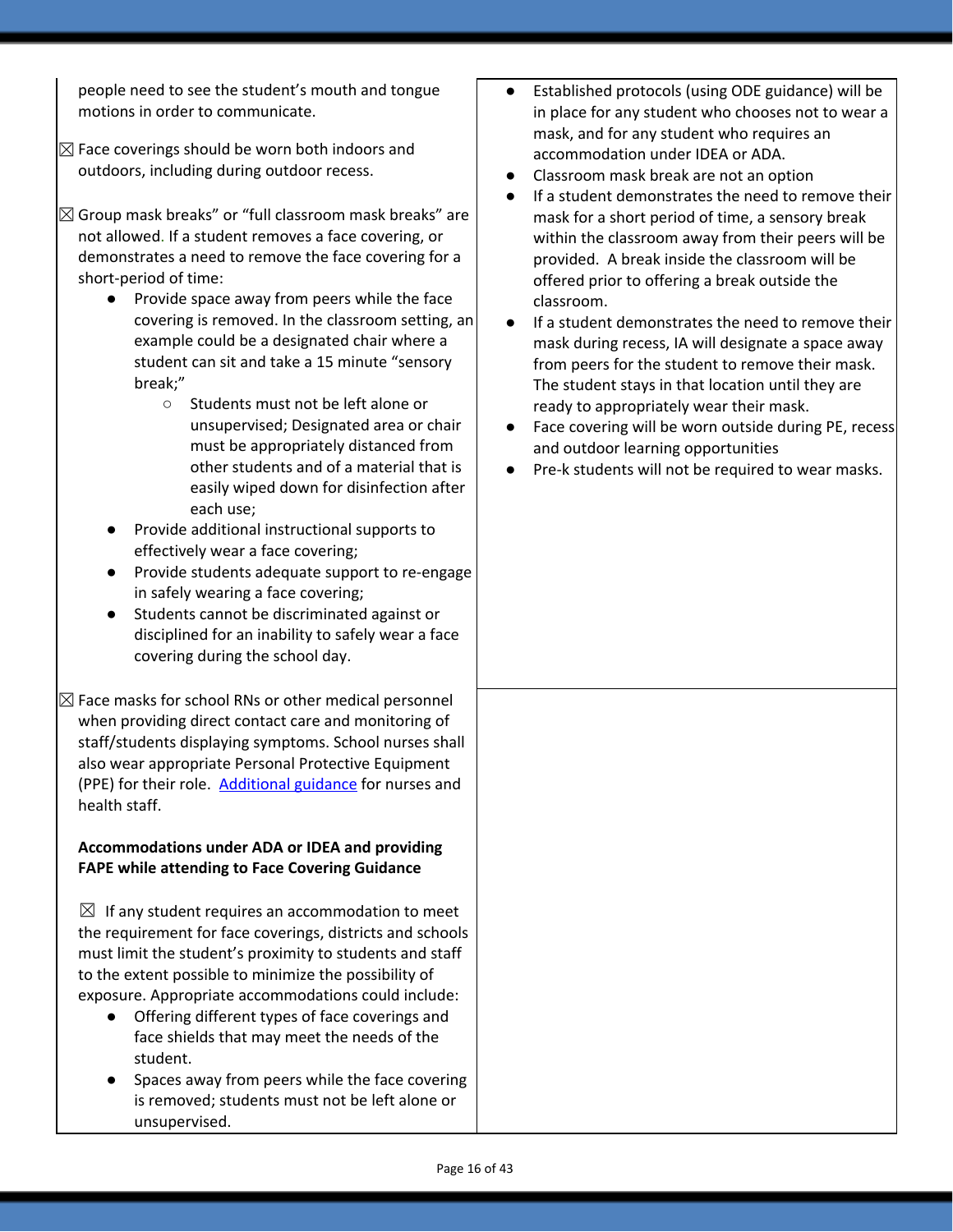| | |
|---|---|
| people need to see the student's mouth and tongue motions in order to communicate.<br><br>☒ Face coverings should be worn both indoors and outdoors, including during outdoor recess.<br><br>☒ Group mask breaks" or "full classroom mask breaks" are not allowed. If a student removes a face covering, or demonstrates a need to remove the face covering for a short-period of time:<br>• Provide space away from peers while the face covering is removed. In the classroom setting, an example could be a designated chair where a student can sit and take a 15 minute "sensory break;"<br>  ○ Students must not be left alone or unsupervised; Designated area or chair must be appropriately distanced from other students and of a material that is easily wiped down for disinfection after each use;<br>• Provide additional instructional supports to effectively wear a face covering;<br>• Provide students adequate support to re-engage in safely wearing a face covering;<br>• Students cannot be discriminated against or disciplined for an inability to safely wear a face covering during the school day. | • Established protocols (using ODE guidance) will be in place for any student who chooses not to wear a mask, and for any student who requires an accommodation under IDEA or ADA.<br>• Classroom mask break are not an option<br>• If a student demonstrates the need to remove their mask for a short period of time, a sensory break within the classroom away from their peers will be provided. A break inside the classroom will be offered prior to offering a break outside the classroom.<br>• If a student demonstrates the need to remove their mask during recess, IA will designate a space away from peers for the student to remove their mask. The student stays in that location until they are ready to appropriately wear their mask.<br>• Face covering will be worn outside during PE, recess and outdoor learning opportunities<br>• Pre-k students will not be required to wear masks. |
| ☒ Face masks for school RNs or other medical personnel when providing direct contact care and monitoring of staff/students displaying symptoms. School nurses shall also wear appropriate Personal Protective Equipment (PPE) for their role. [Additional guidance](#) for nurses and health staff.<br><br>**Accommodations under ADA or IDEA and providing FAPE while attending to Face Covering Guidance**<br><br>☒ If any student requires an accommodation to meet the requirement for face coverings, districts and schools must limit the student's proximity to students and staff to the extent possible to minimize the possibility of exposure. Appropriate accommodations could include:<br>• Offering different types of face coverings and face shields that may meet the needs of the student.<br>• Spaces away from peers while the face covering is removed; students must not be left alone or unsupervised. | |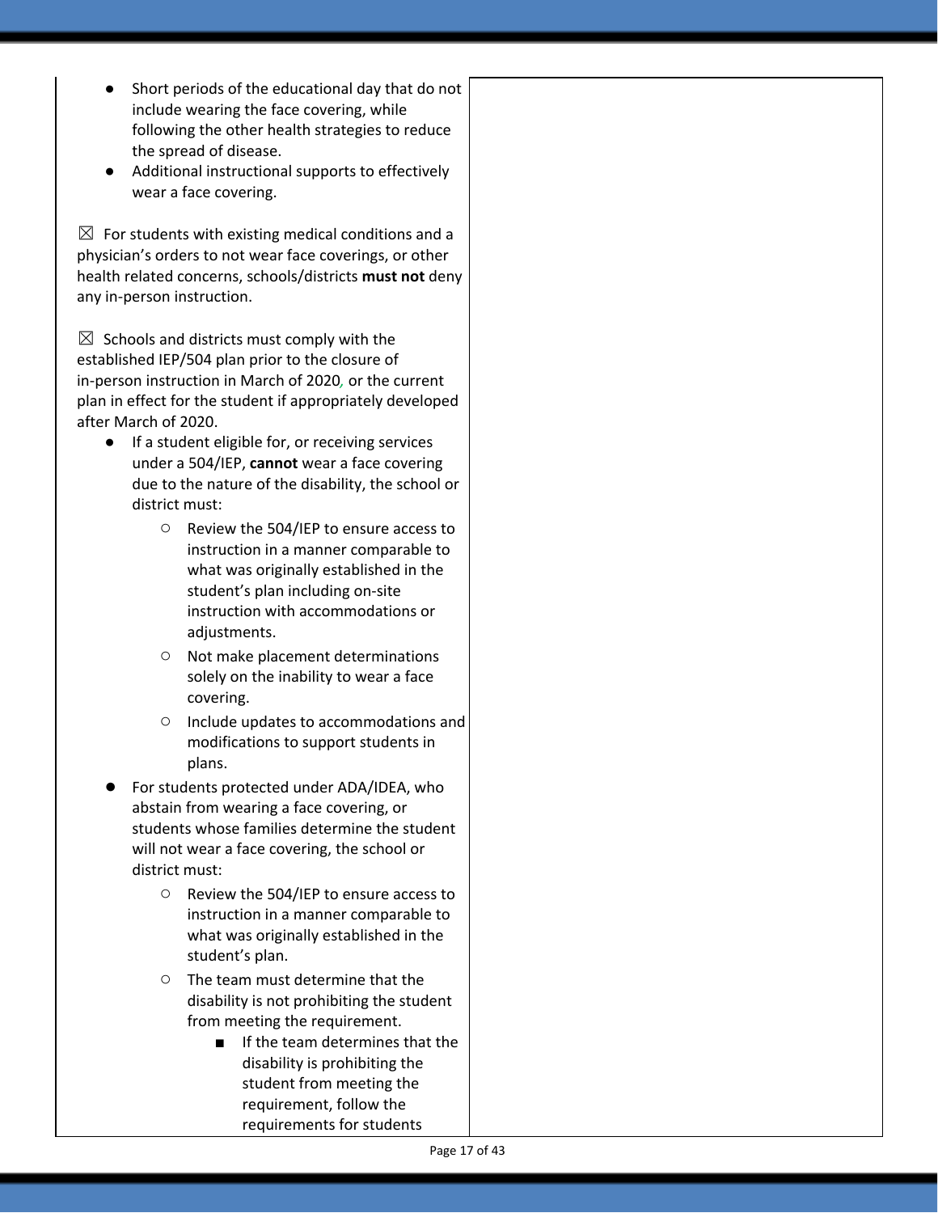- Short periods of the educational day that do not include wearing the face covering, while following the other health strategies to reduce the spread of disease.
- Additional instructional supports to effectively wear a face covering.

☒ For students with existing medical conditions and a physician's orders to not wear face coverings, or other health related concerns, schools/districts **must not** deny any in-person instruction.

☒ Schools and districts must comply with the established IEP/504 plan prior to the closure of in-person instruction in March of 2020, or the current plan in effect for the student if appropriately developed after March of 2020.

- If a student eligible for, or receiving services under a 504/IEP, **cannot** wear a face covering due to the nature of the disability, the school or district must:
  - Review the 504/IEP to ensure access to instruction in a manner comparable to what was originally established in the student's plan including on-site instruction with accommodations or adjustments.
  - Not make placement determinations solely on the inability to wear a face covering.
  - Include updates to accommodations and modifications to support students in plans.
- For students protected under ADA/IDEA, who abstain from wearing a face covering, or students whose families determine the student will not wear a face covering, the school or district must:
  - Review the 504/IEP to ensure access to instruction in a manner comparable to what was originally established in the student's plan.
  - The team must determine that the disability is not prohibiting the student from meeting the requirement.
    - If the team determines that the disability is prohibiting the student from meeting the requirement, follow the requirements for students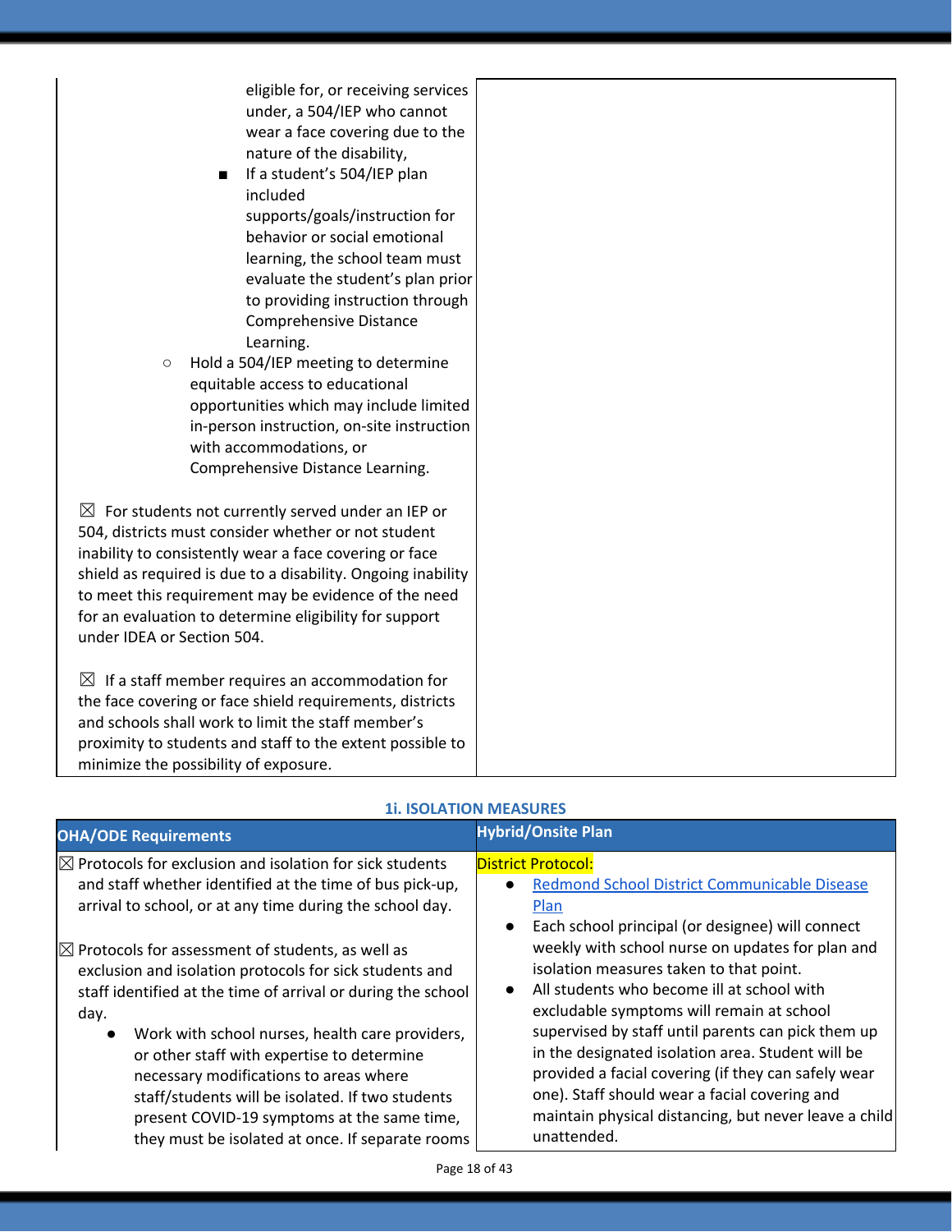| | |
|---|---|
| eligible for, or receiving services under, a 504/IEP who cannot wear a face covering due to the nature of the disability,<br>■ If a student's 504/IEP plan included supports/goals/instruction for behavior or social emotional learning, the school team must evaluate the student's plan prior to providing instruction through Comprehensive Distance Learning.<br>○ Hold a 504/IEP meeting to determine equitable access to educational opportunities which may include limited in-person instruction, on-site instruction with accommodations, or Comprehensive Distance Learning.<br><br>☒ For students not currently served under an IEP or 504, districts must consider whether or not student inability to consistently wear a face covering or face shield as required is due to a disability. Ongoing inability to meet this requirement may be evidence of the need for an evaluation to determine eligibility for support under IDEA or Section 504.<br><br>☒ If a staff member requires an accommodation for the face covering or face shield requirements, districts and schools shall work to limit the staff member's proximity to students and staff to the extent possible to minimize the possibility of exposure. | |

## 1i. ISOLATION MEASURES

| OHA/ODE Requirements | Hybrid/Onsite Plan |
|---|---|
| ☒ Protocols for exclusion and isolation for sick students and staff whether identified at the time of bus pick-up, arrival to school, or at any time during the school day.<br><br>☒ Protocols for assessment of students, as well as exclusion and isolation protocols for sick students and staff identified at the time of arrival or during the school day.<br>• Work with school nurses, health care providers, or other staff with expertise to determine necessary modifications to areas where staff/students will be isolated. If two students present COVID-19 symptoms at the same time, they must be isolated at once. If separate rooms | District Protocol:<br>• Redmond School District Communicable Disease Plan<br>• Each school principal (or designee) will connect weekly with school nurse on updates for plan and isolation measures taken to that point.<br>• All students who become ill at school with excludable symptoms will remain at school supervised by staff until parents can pick them up in the designated isolation area. Student will be provided a facial covering (if they can safely wear one). Staff should wear a facial covering and maintain physical distancing, but never leave a child unattended. |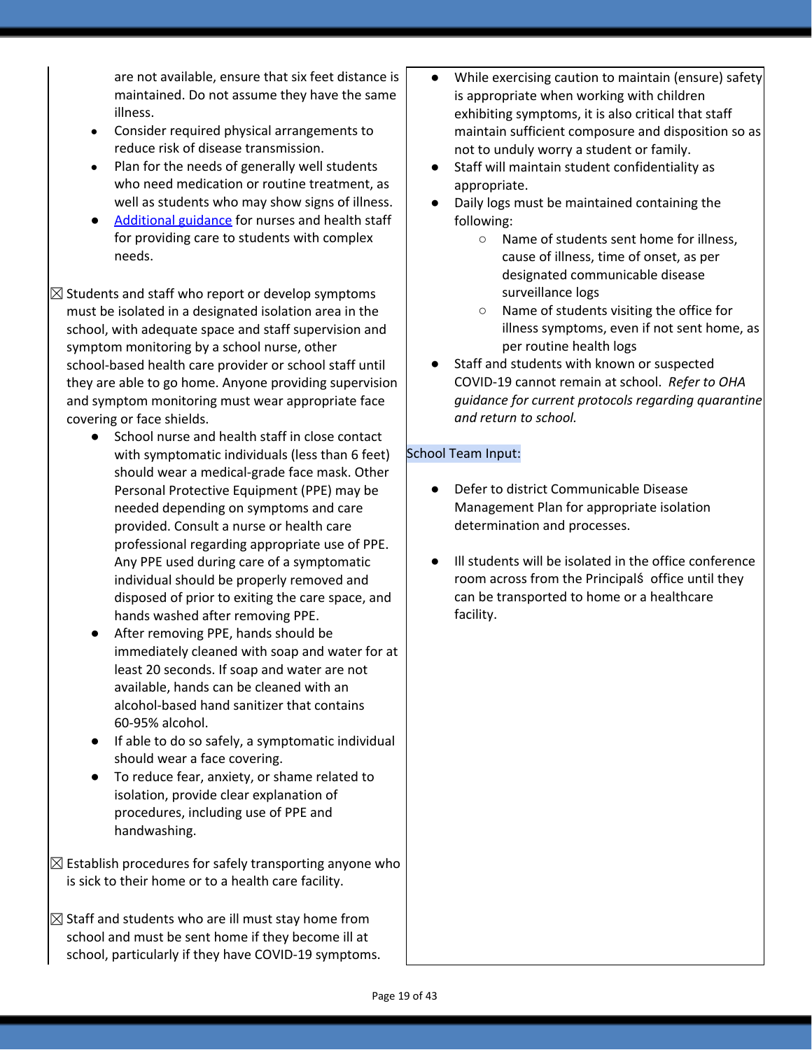are not available, ensure that six feet distance is maintained. Do not assume they have the same illness.

- Consider required physical arrangements to reduce risk of disease transmission.
- Plan for the needs of generally well students who need medication or routine treatment, as well as students who may show signs of illness.
- [Additional guidance](#) for nurses and health staff for providing care to students with complex needs.

☒ Students and staff who report or develop symptoms must be isolated in a designated isolation area in the school, with adequate space and staff supervision and symptom monitoring by a school nurse, other school-based health care provider or school staff until they are able to go home. Anyone providing supervision and symptom monitoring must wear appropriate face covering or face shields.

- School nurse and health staff in close contact with symptomatic individuals (less than 6 feet) should wear a medical-grade face mask. Other Personal Protective Equipment (PPE) may be needed depending on symptoms and care provided. Consult a nurse or health care professional regarding appropriate use of PPE. Any PPE used during care of a symptomatic individual should be properly removed and disposed of prior to exiting the care space, and hands washed after removing PPE.
- After removing PPE, hands should be immediately cleaned with soap and water for at least 20 seconds. If soap and water are not available, hands can be cleaned with an alcohol-based hand sanitizer that contains 60-95% alcohol.
- If able to do so safely, a symptomatic individual should wear a face covering.
- To reduce fear, anxiety, or shame related to isolation, provide clear explanation of procedures, including use of PPE and handwashing.

☒ Establish procedures for safely transporting anyone who is sick to their home or to a health care facility.

☒ Staff and students who are ill must stay home from school and must be sent home if they become ill at school, particularly if they have COVID-19 symptoms.

- While exercising caution to maintain (ensure) safety is appropriate when working with children exhibiting symptoms, it is also critical that staff maintain sufficient composure and disposition so as not to unduly worry a student or family.
- Staff will maintain student confidentiality as appropriate.
- Daily logs must be maintained containing the following:
  - Name of students sent home for illness, cause of illness, time of onset, as per designated communicable disease surveillance logs
  - Name of students visiting the office for illness symptoms, even if not sent home, as per routine health logs
- Staff and students with known or suspected COVID-19 cannot remain at school. *Refer to OHA guidance for current protocols regarding quarantine and return to school.*

School Team Input:

- Defer to district Communicable Disease Management Plan for appropriate isolation determination and processes.
- Ill students will be isolated in the office conference room across from the Principalś office until they can be transported to home or a healthcare facility.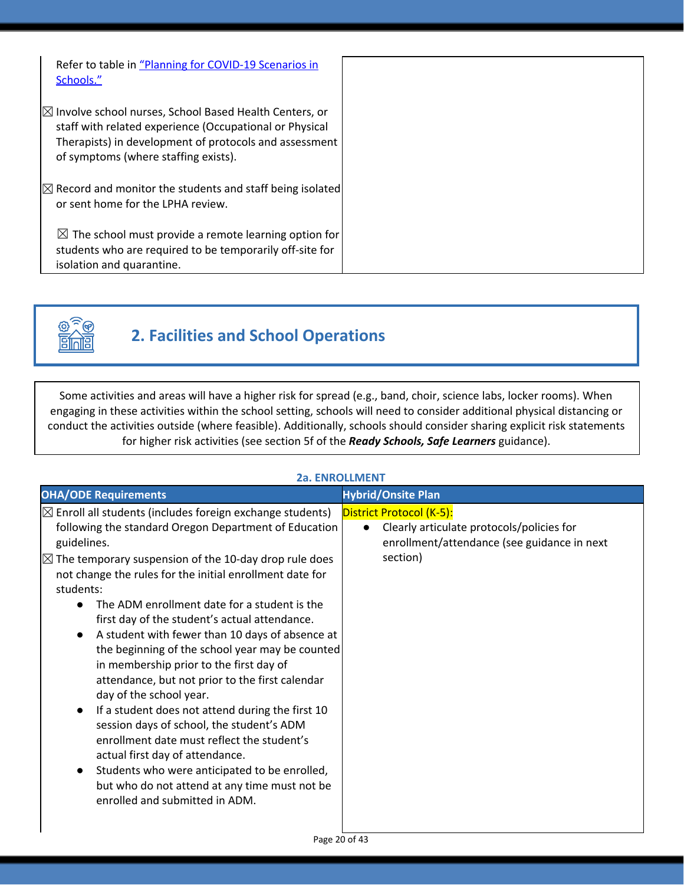| | |
|---|---|
| Refer to table in “Planning for COVID-19 Scenarios in Schools.”<br><br>☒ Involve school nurses, School Based Health Centers, or staff with related experience (Occupational or Physical Therapists) in development of protocols and assessment of symptoms (where staffing exists).<br><br>☒ Record and monitor the students and staff being isolated or sent home for the LPHA review.<br><br>☒ The school must provide a remote learning option for students who are required to be temporarily off-site for isolation and quarantine. | |

## 2. Facilities and School Operations

Some activities and areas will have a higher risk for spread (e.g., band, choir, science labs, locker rooms). When engaging in these activities within the school setting, schools will need to consider additional physical distancing or conduct the activities outside (where feasible). Additionally, schools should consider sharing explicit risk statements for higher risk activities (see section 5f of the ***Ready Schools, Safe Learners*** guidance).

### 2a. ENROLLMENT

| OHA/ODE Requirements | Hybrid/Onsite Plan |
|---|---|
| ☒ Enroll all students (includes foreign exchange students) following the standard Oregon Department of Education guidelines.<br>☒ The temporary suspension of the 10-day drop rule does not change the rules for the initial enrollment date for students:<br>● The ADM enrollment date for a student is the first day of the student's actual attendance.<br>● A student with fewer than 10 days of absence at the beginning of the school year may be counted in membership prior to the first day of attendance, but not prior to the first calendar day of the school year.<br>● If a student does not attend during the first 10 session days of school, the student's ADM enrollment date must reflect the student's actual first day of attendance.<br>● Students who were anticipated to be enrolled, but who do not attend at any time must not be enrolled and submitted in ADM. | District Protocol (K-5):<br>● Clearly articulate protocols/policies for enrollment/attendance (see guidance in next section) |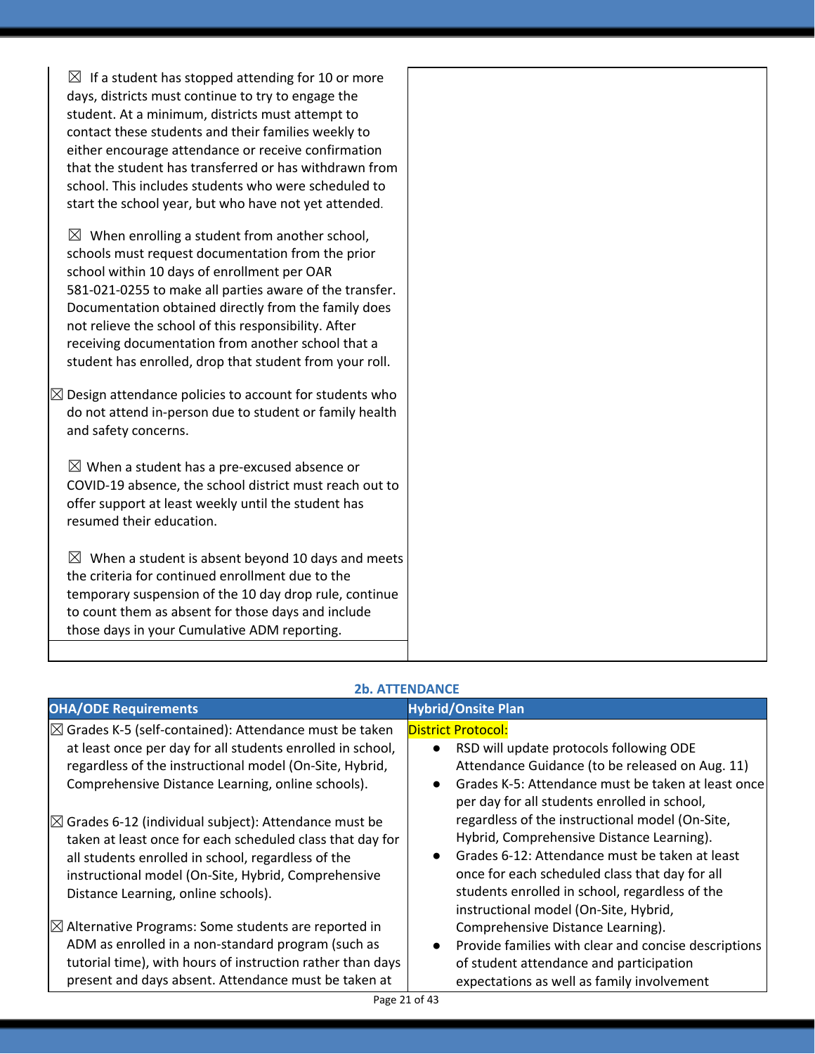| | |
|---|---|
| ☒ If a student has stopped attending for 10 or more days, districts must continue to try to engage the student. At a minimum, districts must attempt to contact these students and their families weekly to either encourage attendance or receive confirmation that the student has transferred or has withdrawn from school. This includes students who were scheduled to start the school year, but who have not yet attended.<br><br>☒ When enrolling a student from another school, schools must request documentation from the prior school within 10 days of enrollment per OAR 581-021-0255 to make all parties aware of the transfer. Documentation obtained directly from the family does not relieve the school of this responsibility. After receiving documentation from another school that a student has enrolled, drop that student from your roll.<br><br>☒ Design attendance policies to account for students who do not attend in-person due to student or family health and safety concerns.<br><br>☒ When a student has a pre-excused absence or COVID-19 absence, the school district must reach out to offer support at least weekly until the student has resumed their education.<br><br>☒ When a student is absent beyond 10 days and meets the criteria for continued enrollment due to the temporary suspension of the 10 day drop rule, continue to count them as absent for those days and include those days in your Cumulative ADM reporting. | |

**2b. ATTENDANCE**

| OHA/ODE Requirements | Hybrid/Onsite Plan |
|---|---|
| ☒ Grades K-5 (self-contained): Attendance must be taken at least once per day for all students enrolled in school, regardless of the instructional model (On-Site, Hybrid, Comprehensive Distance Learning, online schools).<br><br>☒ Grades 6-12 (individual subject): Attendance must be taken at least once for each scheduled class that day for all students enrolled in school, regardless of the instructional model (On-Site, Hybrid, Comprehensive Distance Learning, online schools).<br><br>☒ Alternative Programs: Some students are reported in ADM as enrolled in a non-standard program (such as tutorial time), with hours of instruction rather than days present and days absent. Attendance must be taken at | District Protocol:<br>● RSD will update protocols following ODE Attendance Guidance (to be released on Aug. 11)<br>● Grades K-5: Attendance must be taken at least once per day for all students enrolled in school, regardless of the instructional model (On-Site, Hybrid, Comprehensive Distance Learning).<br>● Grades 6-12: Attendance must be taken at least once for each scheduled class that day for all students enrolled in school, regardless of the instructional model (On-Site, Hybrid, Comprehensive Distance Learning).<br>● Provide families with clear and concise descriptions of student attendance and participation expectations as well as family involvement |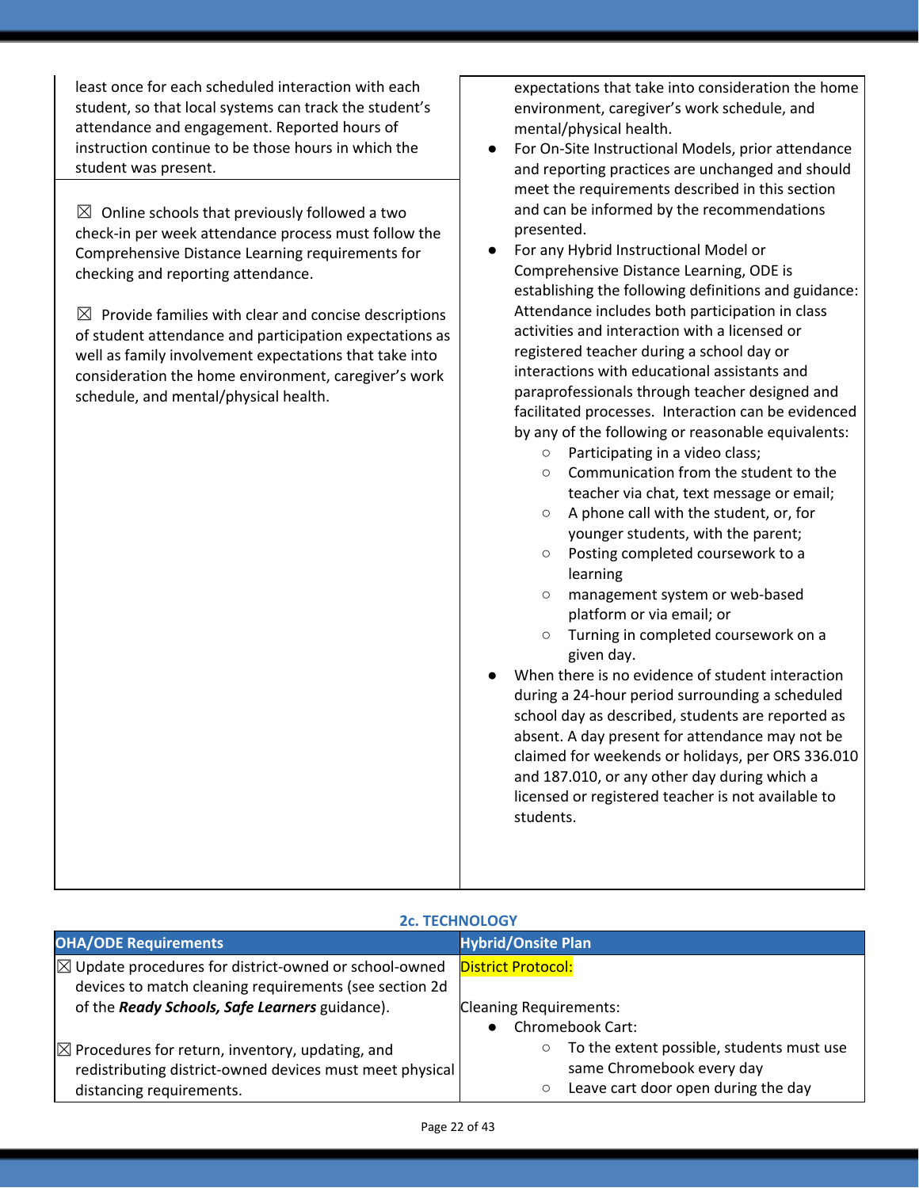| | |
|---|---|
| least once for each scheduled interaction with each student, so that local systems can track the student's attendance and engagement. Reported hours of instruction continue to be those hours in which the student was present. | expectations that take into consideration the home environment, caregiver's work schedule, and mental/physical health.<br>● For On-Site Instructional Models, prior attendance and reporting practices are unchanged and should meet the requirements described in this section and can be informed by the recommendations presented.<br>● For any Hybrid Instructional Model or Comprehensive Distance Learning, ODE is establishing the following definitions and guidance: Attendance includes both participation in class activities and interaction with a licensed or registered teacher during a school day or interactions with educational assistants and paraprofessionals through teacher designed and facilitated processes. Interaction can be evidenced by any of the following or reasonable equivalents:<br>○ Participating in a video class;<br>○ Communication from the student to the teacher via chat, text message or email;<br>○ A phone call with the student, or, for younger students, with the parent;<br>○ Posting completed coursework to a learning<br>○ management system or web-based platform or via email; or<br>○ Turning in completed coursework on a given day.<br>● When there is no evidence of student interaction during a 24-hour period surrounding a scheduled school day as described, students are reported as absent. A day present for attendance may not be claimed for weekends or holidays, per ORS 336.010 and 187.010, or any other day during which a licensed or registered teacher is not available to students. |
| ☒ Online schools that previously followed a two check-in per week attendance process must follow the Comprehensive Distance Learning requirements for checking and reporting attendance.<br><br>☒ Provide families with clear and concise descriptions of student attendance and participation expectations as well as family involvement expectations that take into consideration the home environment, caregiver's work schedule, and mental/physical health. | |

### 2c. TECHNOLOGY

| OHA/ODE Requirements | Hybrid/Onsite Plan |
|---|---|
| ☒ Update procedures for district-owned or school-owned devices to match cleaning requirements (see section 2d of the ***Ready Schools, Safe Learners*** guidance).<br><br>☒ Procedures for return, inventory, updating, and redistributing district-owned devices must meet physical distancing requirements. | District Protocol:<br><br>Cleaning Requirements:<br>● Chromebook Cart:<br>○ To the extent possible, students must use same Chromebook every day<br>○ Leave cart door open during the day |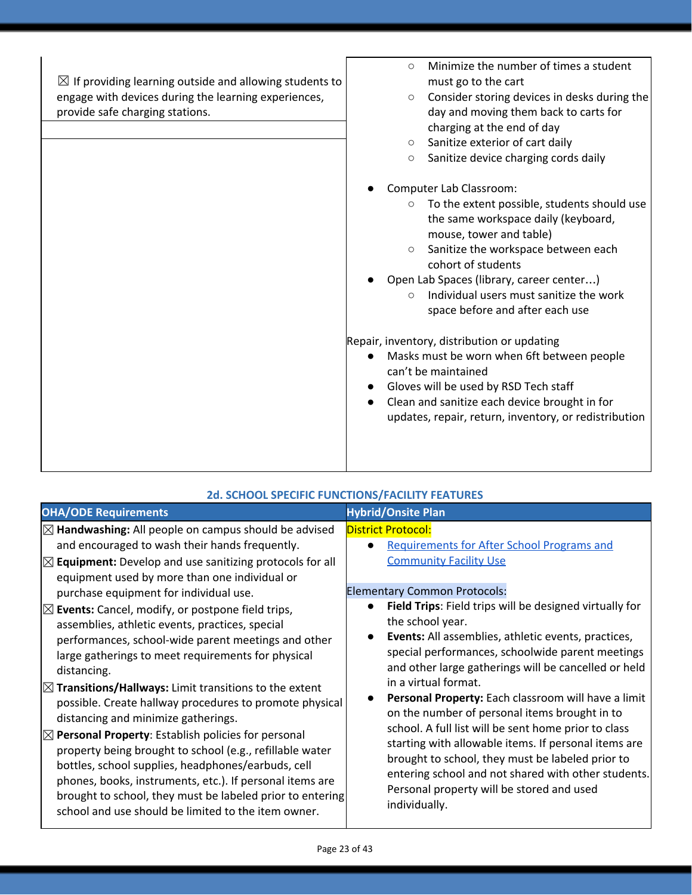| | |
|---|---|
| ☒ If providing learning outside and allowing students to engage with devices during the learning experiences, provide safe charging stations. | ○ Minimize the number of times a student must go to the cart<br>○ Consider storing devices in desks during the day and moving them back to carts for charging at the end of day<br>○ Sanitize exterior of cart daily<br>○ Sanitize device charging cords daily<br><br>● Computer Lab Classroom:<br>○ To the extent possible, students should use the same workspace daily (keyboard, mouse, tower and table)<br>○ Sanitize the workspace between each cohort of students<br>● Open Lab Spaces (library, career center…)<br>○ Individual users must sanitize the work space before and after each use<br><br>Repair, inventory, distribution or updating<br>● Masks must be worn when 6ft between people can't be maintained<br>● Gloves will be used by RSD Tech staff<br>● Clean and sanitize each device brought in for updates, repair, return, inventory, or redistribution |

## 2d. SCHOOL SPECIFIC FUNCTIONS/FACILITY FEATURES

| OHA/ODE Requirements | Hybrid/Onsite Plan |
|---|---|
| ☒ **Handwashing:** All people on campus should be advised and encouraged to wash their hands frequently.<br>☒ **Equipment:** Develop and use sanitizing protocols for all equipment used by more than one individual or purchase equipment for individual use.<br>☒ **Events:** Cancel, modify, or postpone field trips, assemblies, athletic events, practices, special performances, school-wide parent meetings and other large gatherings to meet requirements for physical distancing.<br>☒ **Transitions/Hallways:** Limit transitions to the extent possible. Create hallway procedures to promote physical distancing and minimize gatherings.<br>☒ **Personal Property**: Establish policies for personal property being brought to school (e.g., refillable water bottles, school supplies, headphones/earbuds, cell phones, books, instruments, etc.). If personal items are brought to school, they must be labeled prior to entering school and use should be limited to the item owner. | District Protocol:<br>● Requirements for After School Programs and Community Facility Use<br><br>Elementary Common Protocols:<br>● **Field Trips**: Field trips will be designed virtually for the school year.<br>● **Events:** All assemblies, athletic events, practices, special performances, schoolwide parent meetings and other large gatherings will be cancelled or held in a virtual format.<br>● **Personal Property:** Each classroom will have a limit on the number of personal items brought in to school. A full list will be sent home prior to class starting with allowable items. If personal items are brought to school, they must be labeled prior to entering school and not shared with other students. Personal property will be stored and used individually. |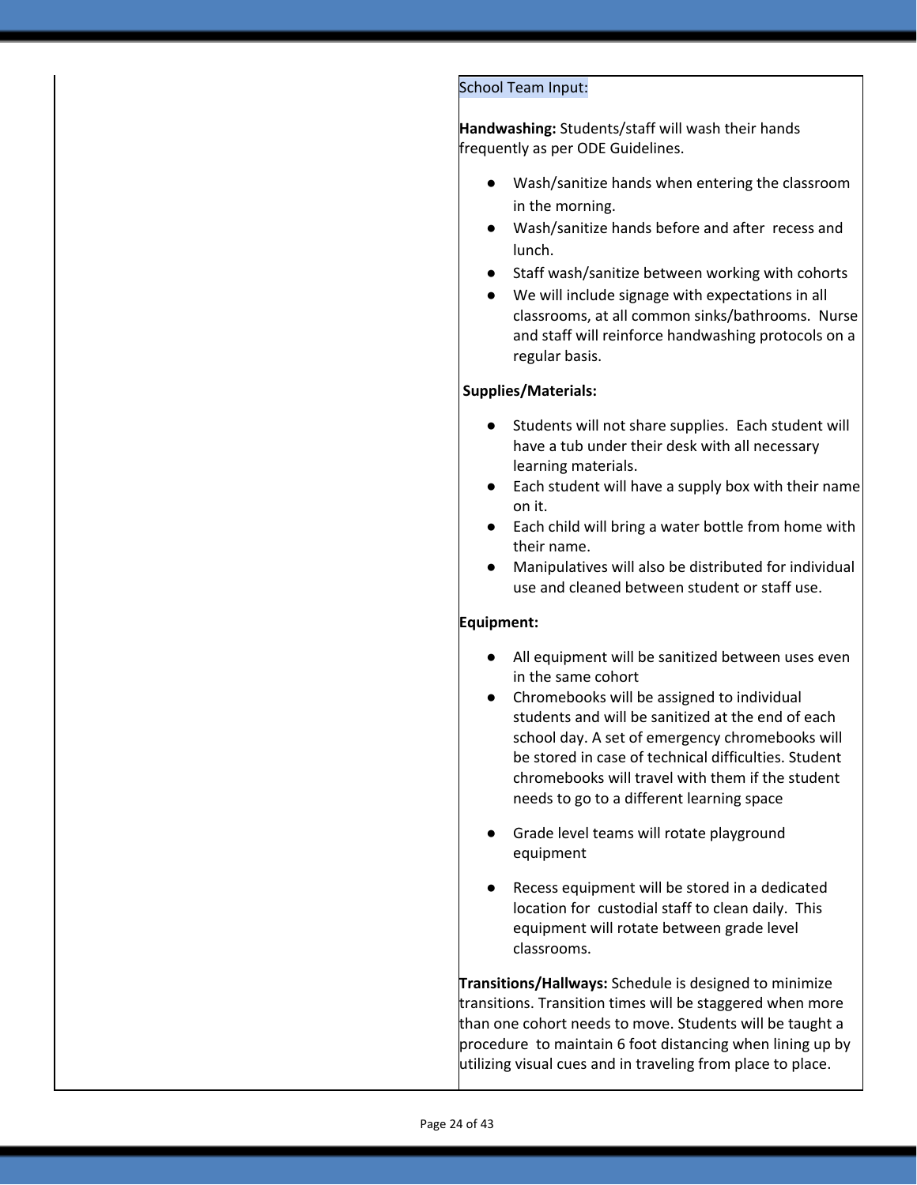School Team Input:

**Handwashing:** Students/staff will wash their hands frequently as per ODE Guidelines.

- Wash/sanitize hands when entering the classroom in the morning.
- Wash/sanitize hands before and after recess and lunch.
- Staff wash/sanitize between working with cohorts
- We will include signage with expectations in all classrooms, at all common sinks/bathrooms. Nurse and staff will reinforce handwashing protocols on a regular basis.

**Supplies/Materials:**

- Students will not share supplies. Each student will have a tub under their desk with all necessary learning materials.
- Each student will have a supply box with their name on it.
- Each child will bring a water bottle from home with their name.
- Manipulatives will also be distributed for individual use and cleaned between student or staff use.

**Equipment:**

- All equipment will be sanitized between uses even in the same cohort
- Chromebooks will be assigned to individual students and will be sanitized at the end of each school day. A set of emergency chromebooks will be stored in case of technical difficulties. Student chromebooks will travel with them if the student needs to go to a different learning space
- Grade level teams will rotate playground equipment
- Recess equipment will be stored in a dedicated location for custodial staff to clean daily. This equipment will rotate between grade level classrooms.

**Transitions/Hallways:** Schedule is designed to minimize transitions. Transition times will be staggered when more than one cohort needs to move. Students will be taught a procedure to maintain 6 foot distancing when lining up by utilizing visual cues and in traveling from place to place.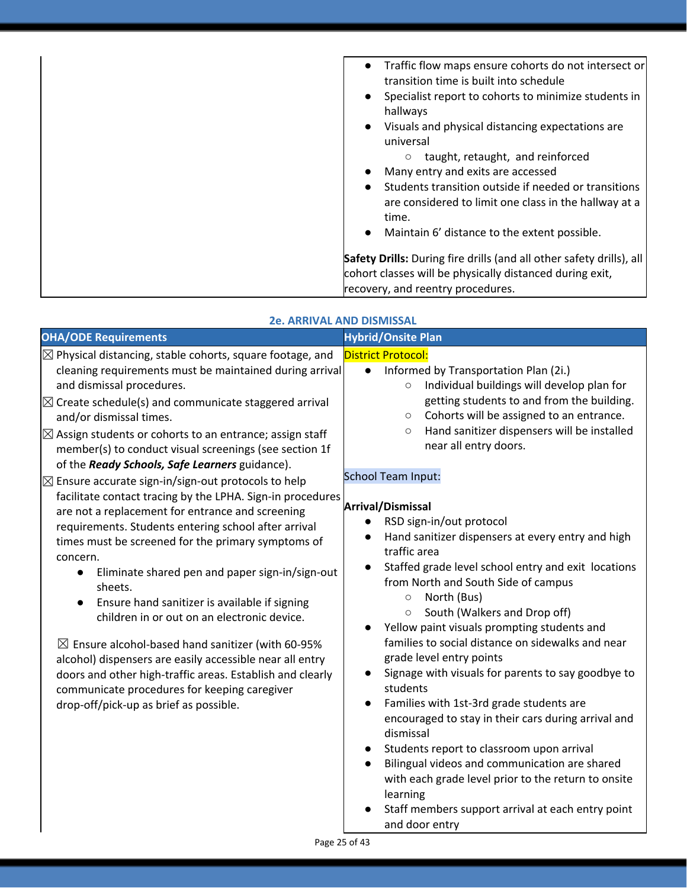| | |
|---|---|
| | ● Traffic flow maps ensure cohorts do not intersect or transition time is built into schedule<br>● Specialist report to cohorts to minimize students in hallways<br>● Visuals and physical distancing expectations are universal<br>  ○ taught, retaught, and reinforced<br>● Many entry and exits are accessed<br>● Students transition outside if needed or transitions are considered to limit one class in the hallway at a time.<br>● Maintain 6' distance to the extent possible.<br><br>**Safety Drills:** During fire drills (and all other safety drills), all cohort classes will be physically distanced during exit, recovery, and reentry procedures. |

## 2e. ARRIVAL AND DISMISSAL

| OHA/ODE Requirements | Hybrid/Onsite Plan |
|---|---|
| ☒ Physical distancing, stable cohorts, square footage, and cleaning requirements must be maintained during arrival and dismissal procedures.<br>☒ Create schedule(s) and communicate staggered arrival and/or dismissal times.<br>☒ Assign students or cohorts to an entrance; assign staff member(s) to conduct visual screenings (see section 1f of the ***Ready Schools, Safe Learners*** guidance).<br>☒ Ensure accurate sign-in/sign-out protocols to help facilitate contact tracing by the LPHA. Sign-in procedures are not a replacement for entrance and screening requirements. Students entering school after arrival times must be screened for the primary symptoms of concern.<br>  ● Eliminate shared pen and paper sign-in/sign-out sheets.<br>  ● Ensure hand sanitizer is available if signing children in or out on an electronic device.<br><br>☒ Ensure alcohol-based hand sanitizer (with 60-95% alcohol) dispensers are easily accessible near all entry doors and other high-traffic areas. Establish and clearly communicate procedures for keeping caregiver drop-off/pick-up as brief as possible. | District Protocol:<br>● Informed by Transportation Plan (2i.)<br>  ○ Individual buildings will develop plan for getting students to and from the building.<br>  ○ Cohorts will be assigned to an entrance.<br>  ○ Hand sanitizer dispensers will be installed near all entry doors.<br><br>School Team Input:<br><br>**Arrival/Dismissal**<br>● RSD sign-in/out protocol<br>● Hand sanitizer dispensers at every entry and high traffic area<br>● Staffed grade level school entry and exit locations from North and South Side of campus<br>  ○ North (Bus)<br>  ○ South (Walkers and Drop off)<br>● Yellow paint visuals prompting students and families to social distance on sidewalks and near grade level entry points<br>● Signage with visuals for parents to say goodbye to students<br>● Families with 1st-3rd grade students are encouraged to stay in their cars during arrival and dismissal<br>● Students report to classroom upon arrival<br>● Bilingual videos and communication are shared with each grade level prior to the return to onsite learning<br>● Staff members support arrival at each entry point and door entry |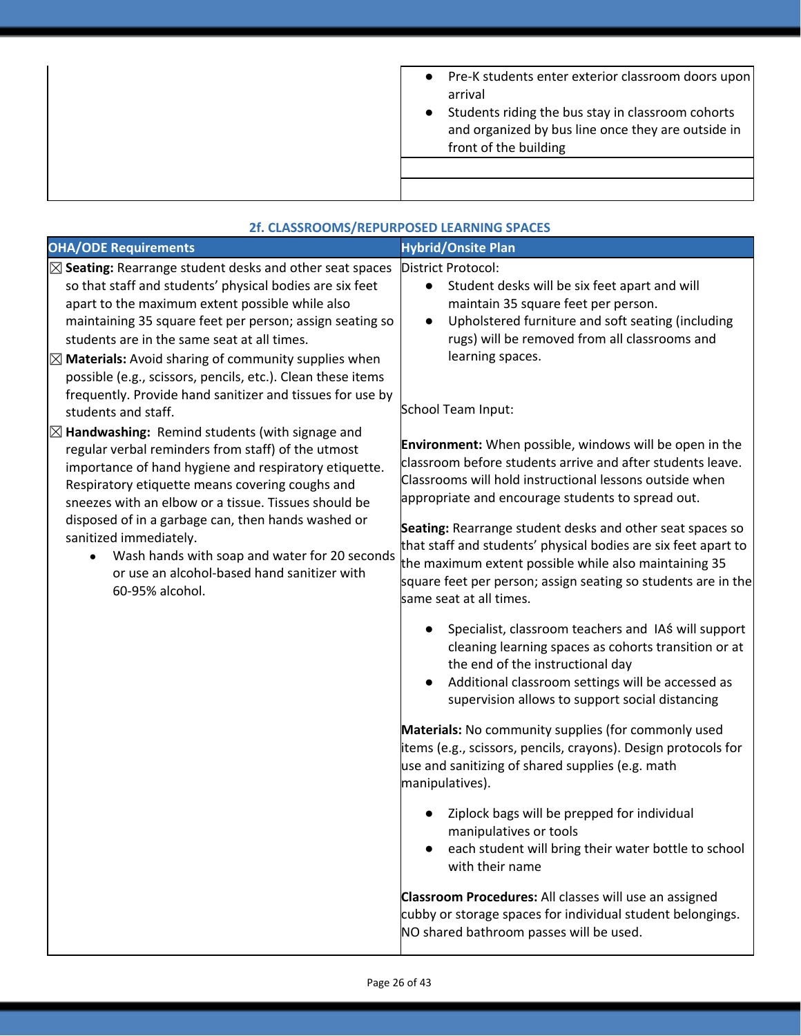| | |
|---|---|
| | ● Pre-K students enter exterior classroom doors upon arrival<br>● Students riding the bus stay in classroom cohorts and organized by bus line once they are outside in front of the building |
| | |
| | |

### 2f. CLASSROOMS/REPURPOSED LEARNING SPACES

| OHA/ODE Requirements | Hybrid/Onsite Plan |
|---|---|
| ☒ **Seating:** Rearrange student desks and other seat spaces so that staff and students' physical bodies are six feet apart to the maximum extent possible while also maintaining 35 square feet per person; assign seating so students are in the same seat at all times.<br>☒ **Materials:** Avoid sharing of community supplies when possible (e.g., scissors, pencils, etc.). Clean these items frequently. Provide hand sanitizer and tissues for use by students and staff.<br>☒ **Handwashing:** Remind students (with signage and regular verbal reminders from staff) of the utmost importance of hand hygiene and respiratory etiquette. Respiratory etiquette means covering coughs and sneezes with an elbow or a tissue. Tissues should be disposed of in a garbage can, then hands washed or sanitized immediately.<br>● Wash hands with soap and water for 20 seconds or use an alcohol-based hand sanitizer with 60-95% alcohol. | District Protocol:<br>● Student desks will be six feet apart and will maintain 35 square feet per person.<br>● Upholstered furniture and soft seating (including rugs) will be removed from all classrooms and learning spaces.<br><br>School Team Input:<br><br>**Environment:** When possible, windows will be open in the classroom before students arrive and after students leave. Classrooms will hold instructional lessons outside when appropriate and encourage students to spread out.<br><br>**Seating:** Rearrange student desks and other seat spaces so that staff and students' physical bodies are six feet apart to the maximum extent possible while also maintaining 35 square feet per person; assign seating so students are in the same seat at all times.<br>● Specialist, classroom teachers and IAś will support cleaning learning spaces as cohorts transition or at the end of the instructional day<br>● Additional classroom settings will be accessed as supervision allows to support social distancing<br><br>**Materials:** No community supplies (for commonly used items (e.g., scissors, pencils, crayons). Design protocols for use and sanitizing of shared supplies (e.g. math manipulatives).<br>● Ziplock bags will be prepped for individual manipulatives or tools<br>● each student will bring their water bottle to school with their name<br><br>**Classroom Procedures:** All classes will use an assigned cubby or storage spaces for individual student belongings. NO shared bathroom passes will be used. |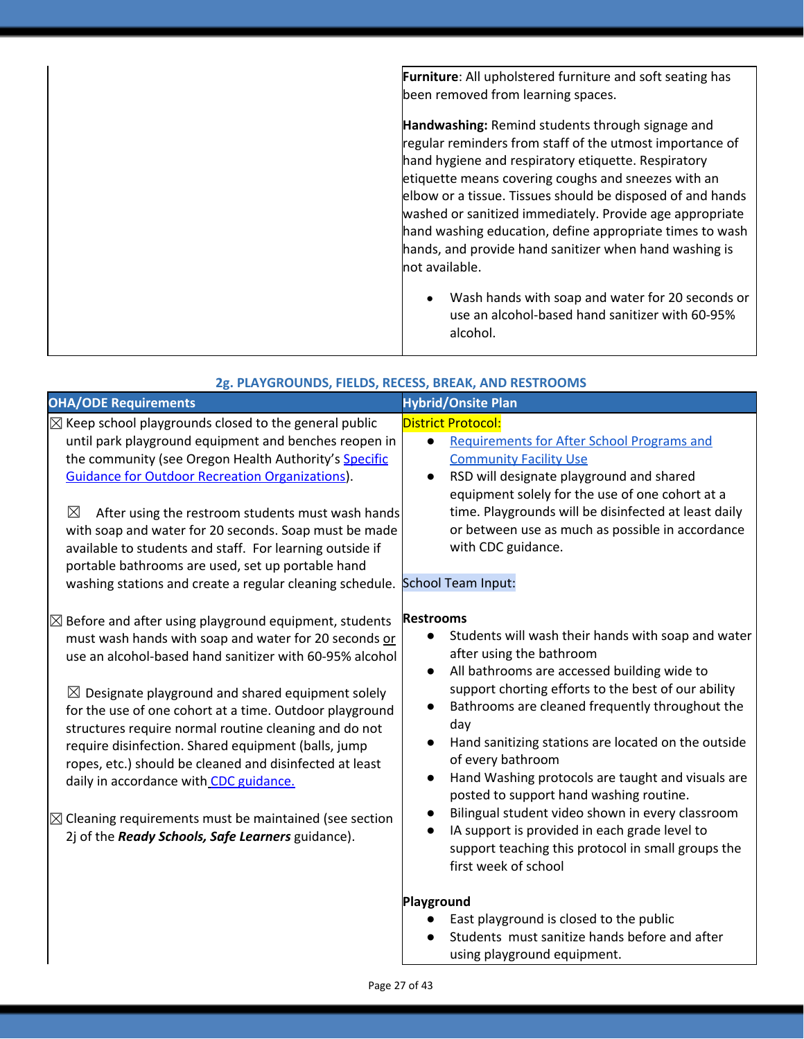| | |
|---|---|
| | **Furniture**: All upholstered furniture and soft seating has been removed from learning spaces.<br><br>**Handwashing:** Remind students through signage and regular reminders from staff of the utmost importance of hand hygiene and respiratory etiquette. Respiratory etiquette means covering coughs and sneezes with an elbow or a tissue. Tissues should be disposed of and hands washed or sanitized immediately. Provide age appropriate hand washing education, define appropriate times to wash hands, and provide hand sanitizer when hand washing is not available.<br><br>• Wash hands with soap and water for 20 seconds or use an alcohol-based hand sanitizer with 60-95% alcohol. |

### 2g. PLAYGROUNDS, FIELDS, RECESS, BREAK, AND RESTROOMS

| OHA/ODE Requirements | Hybrid/Onsite Plan |
|---|---|
| ☒ Keep school playgrounds closed to the general public until park playground equipment and benches reopen in the community (see Oregon Health Authority's [Specific Guidance for Outdoor Recreation Organizations](#)).<br><br>☒ After using the restroom students must wash hands with soap and water for 20 seconds. Soap must be made available to students and staff. For learning outside if portable bathrooms are used, set up portable hand washing stations and create a regular cleaning schedule.<br><br>☒ Before and after using playground equipment, students must wash hands with soap and water for 20 seconds <u>or</u> use an alcohol-based hand sanitizer with 60-95% alcohol<br><br>☒ Designate playground and shared equipment solely for the use of one cohort at a time. Outdoor playground structures require normal routine cleaning and do not require disinfection. Shared equipment (balls, jump ropes, etc.) should be cleaned and disinfected at least daily in accordance with [CDC guidance.](#)<br><br>☒ Cleaning requirements must be maintained (see section 2j of the ***Ready Schools, Safe Learners*** guidance). | District Protocol:<br>• [Requirements for After School Programs and Community Facility Use](#)<br>• RSD will designate playground and shared equipment solely for the use of one cohort at a time. Playgrounds will be disinfected at least daily or between use as much as possible in accordance with CDC guidance.<br><br>School Team Input:<br><br>**Restrooms**<br>• Students will wash their hands with soap and water after using the bathroom<br>• All bathrooms are accessed building wide to support chorting efforts to the best of our ability<br>• Bathrooms are cleaned frequently throughout the day<br>• Hand sanitizing stations are located on the outside of every bathroom<br>• Hand Washing protocols are taught and visuals are posted to support hand washing routine.<br>• Bilingual student video shown in every classroom<br>• IA support is provided in each grade level to support teaching this protocol in small groups the first week of school<br><br>**Playground**<br>• East playground is closed to the public<br>• Students must sanitize hands before and after using playground equipment. |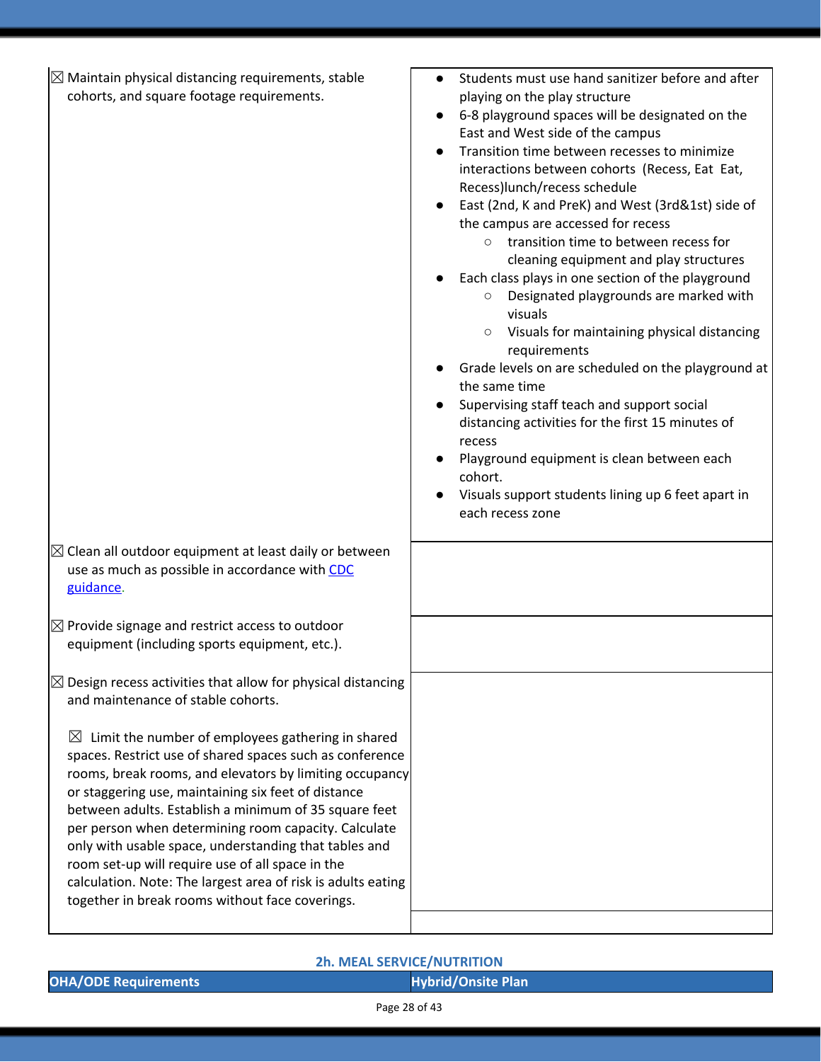| | |
|---|---|
| ☒ Maintain physical distancing requirements, stable cohorts, and square footage requirements. | • Students must use hand sanitizer before and after playing on the play structure<br>• 6-8 playground spaces will be designated on the East and West side of the campus<br>• Transition time between recesses to minimize interactions between cohorts (Recess, Eat Eat, Recess)lunch/recess schedule<br>• East (2nd, K and PreK) and West (3rd&1st) side of the campus are accessed for recess<br>&nbsp;&nbsp;&nbsp;&nbsp;○ transition time to between recess for cleaning equipment and play structures<br>• Each class plays in one section of the playground<br>&nbsp;&nbsp;&nbsp;&nbsp;○ Designated playgrounds are marked with visuals<br>&nbsp;&nbsp;&nbsp;&nbsp;○ Visuals for maintaining physical distancing requirements<br>• Grade levels on are scheduled on the playground at the same time<br>• Supervising staff teach and support social distancing activities for the first 15 minutes of recess<br>• Playground equipment is clean between each cohort.<br>• Visuals support students lining up 6 feet apart in each recess zone |
| ☒ Clean all outdoor equipment at least daily or between use as much as possible in accordance with [CDC guidance](). | |
| ☒ Provide signage and restrict access to outdoor equipment (including sports equipment, etc.). | |
| ☒ Design recess activities that allow for physical distancing and maintenance of stable cohorts.<br><br>☒ Limit the number of employees gathering in shared spaces. Restrict use of shared spaces such as conference rooms, break rooms, and elevators by limiting occupancy or staggering use, maintaining six feet of distance between adults. Establish a minimum of 35 square feet per person when determining room capacity. Calculate only with usable space, understanding that tables and room set-up will require use of all space in the calculation. Note: The largest area of risk is adults eating together in break rooms without face coverings. | |

## 2h. MEAL SERVICE/NUTRITION

| OHA/ODE Requirements | Hybrid/Onsite Plan |
|---|---|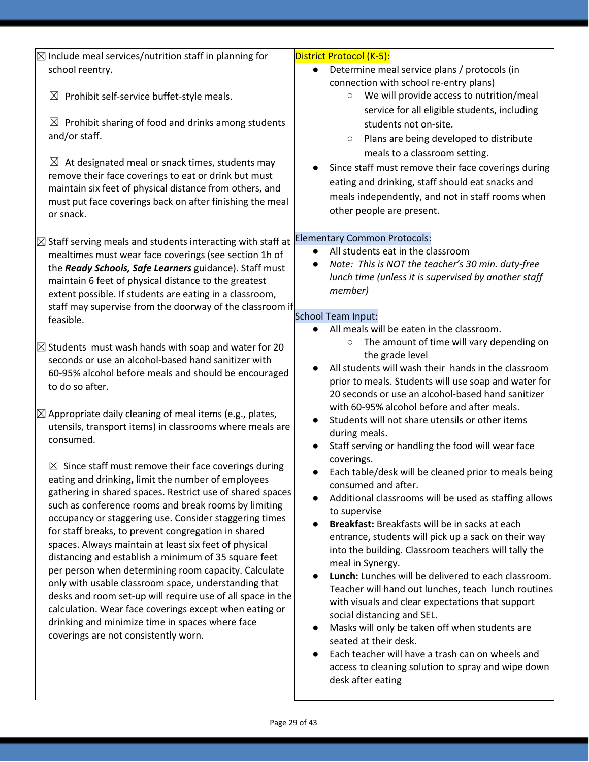| | |
|---|---|
| ☒ Include meal services/nutrition staff in planning for school reentry.<br><br>☒ Prohibit self-service buffet-style meals.<br><br>☒ Prohibit sharing of food and drinks among students and/or staff.<br><br>☒ At designated meal or snack times, students may remove their face coverings to eat or drink but must maintain six feet of physical distance from others, and must put face coverings back on after finishing the meal or snack.<br><br>☒ Staff serving meals and students interacting with staff at mealtimes must wear face coverings (see section 1h of the ***Ready Schools, Safe Learners*** guidance). Staff must maintain 6 feet of physical distance to the greatest extent possible. If students are eating in a classroom, staff may supervise from the doorway of the classroom if feasible.<br><br>☒ Students must wash hands with soap and water for 20 seconds or use an alcohol-based hand sanitizer with 60-95% alcohol before meals and should be encouraged to do so after.<br><br>☒ Appropriate daily cleaning of meal items (e.g., plates, utensils, transport items) in classrooms where meals are consumed.<br><br>☒ Since staff must remove their face coverings during eating and drinking**,** limit the number of employees gathering in shared spaces. Restrict use of shared spaces such as conference rooms and break rooms by limiting occupancy or staggering use. Consider staggering times for staff breaks, to prevent congregation in shared spaces. Always maintain at least six feet of physical distancing and establish a minimum of 35 square feet per person when determining room capacity. Calculate only with usable classroom space, understanding that desks and room set-up will require use of all space in the calculation. Wear face coverings except when eating or drinking and minimize time in spaces where face coverings are not consistently worn. | District Protocol (K-5):<br>● Determine meal service plans / protocols (in connection with school re-entry plans)<br>&nbsp;&nbsp;&nbsp;&nbsp;○ We will provide access to nutrition/meal service for all eligible students, including students not on-site.<br>&nbsp;&nbsp;&nbsp;&nbsp;○ Plans are being developed to distribute meals to a classroom setting.<br>● Since staff must remove their face coverings during eating and drinking, staff should eat snacks and meals independently, and not in staff rooms when other people are present.<br><br>Elementary Common Protocols:<br>● All students eat in the classroom<br>● *Note: This is NOT the teacher's 30 min. duty-free lunch time (unless it is supervised by another staff member)*<br><br>School Team Input:<br>● All meals will be eaten in the classroom.<br>&nbsp;&nbsp;&nbsp;&nbsp;○ The amount of time will vary depending on the grade level<br>● All students will wash their hands in the classroom prior to meals. Students will use soap and water for 20 seconds or use an alcohol-based hand sanitizer with 60-95% alcohol before and after meals.<br>● Students will not share utensils or other items during meals.<br>● Staff serving or handling the food will wear face coverings.<br>● Each table/desk will be cleaned prior to meals being consumed and after.<br>● Additional classrooms will be used as staffing allows to supervise<br>● **Breakfast:** Breakfasts will be in sacks at each entrance, students will pick up a sack on their way into the building. Classroom teachers will tally the meal in Synergy.<br>● **Lunch:** Lunches will be delivered to each classroom. Teacher will hand out lunches, teach lunch routines with visuals and clear expectations that support social distancing and SEL.<br>● Masks will only be taken off when students are seated at their desk.<br>● Each teacher will have a trash can on wheels and access to cleaning solution to spray and wipe down desk after eating |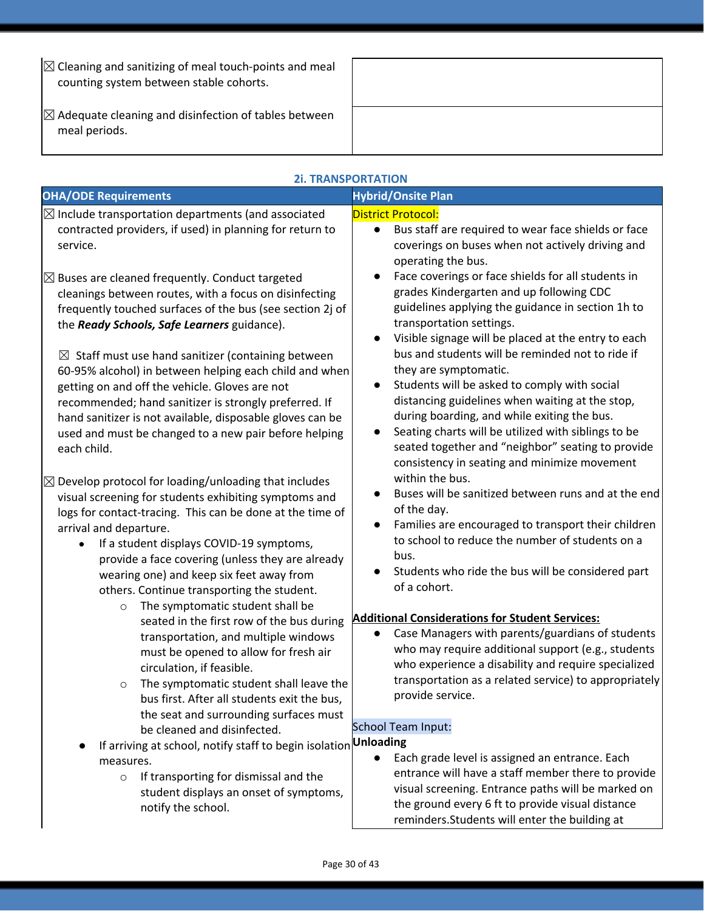| | |
|---|---|
| ☒ Cleaning and sanitizing of meal touch-points and meal counting system between stable cohorts. | |
| ☒ Adequate cleaning and disinfection of tables between meal periods. | |

### 2i. TRANSPORTATION

| OHA/ODE Requirements | Hybrid/Onsite Plan |
|---|---|
| ☒ Include transportation departments (and associated contracted providers, if used) in planning for return to service.<br><br>☒ Buses are cleaned frequently. Conduct targeted cleanings between routes, with a focus on disinfecting frequently touched surfaces of the bus (see section 2j of the ***Ready Schools, Safe Learners*** guidance).<br><br>☒ Staff must use hand sanitizer (containing between 60-95% alcohol) in between helping each child and when getting on and off the vehicle. Gloves are not recommended; hand sanitizer is strongly preferred. If hand sanitizer is not available, disposable gloves can be used and must be changed to a new pair before helping each child.<br><br>☒ Develop protocol for loading/unloading that includes visual screening for students exhibiting symptoms and logs for contact-tracing. This can be done at the time of arrival and departure.<br>• If a student displays COVID-19 symptoms, provide a face covering (unless they are already wearing one) and keep six feet away from others. Continue transporting the student.<br>&nbsp;&nbsp;&nbsp;&nbsp;○ The symptomatic student shall be seated in the first row of the bus during transportation, and multiple windows must be opened to allow for fresh air circulation, if feasible.<br>&nbsp;&nbsp;&nbsp;&nbsp;○ The symptomatic student shall leave the bus first. After all students exit the bus, the seat and surrounding surfaces must be cleaned and disinfected.<br>• If arriving at school, notify staff to begin isolation measures.<br>&nbsp;&nbsp;&nbsp;&nbsp;○ If transporting for dismissal and the student displays an onset of symptoms, notify the school. | District Protocol:<br>• Bus staff are required to wear face shields or face coverings on buses when not actively driving and operating the bus.<br>• Face coverings or face shields for all students in grades Kindergarten and up following CDC guidelines applying the guidance in section 1h to transportation settings.<br>• Visible signage will be placed at the entry to each bus and students will be reminded not to ride if they are symptomatic.<br>• Students will be asked to comply with social distancing guidelines when waiting at the stop, during boarding, and while exiting the bus.<br>• Seating charts will be utilized with siblings to be seated together and "neighbor" seating to provide consistency in seating and minimize movement within the bus.<br>• Buses will be sanitized between runs and at the end of the day.<br>• Families are encouraged to transport their children to school to reduce the number of students on a bus.<br>• Students who ride the bus will be considered part of a cohort.<br><br>**Additional Considerations for Student Services:**<br>• Case Managers with parents/guardians of students who may require additional support (e.g., students who experience a disability and require specialized transportation as a related service) to appropriately provide service.<br><br>School Team Input:<br>**Unloading**<br>• Each grade level is assigned an entrance. Each entrance will have a staff member there to provide visual screening. Entrance paths will be marked on the ground every 6 ft to provide visual distance reminders.Students will enter the building at |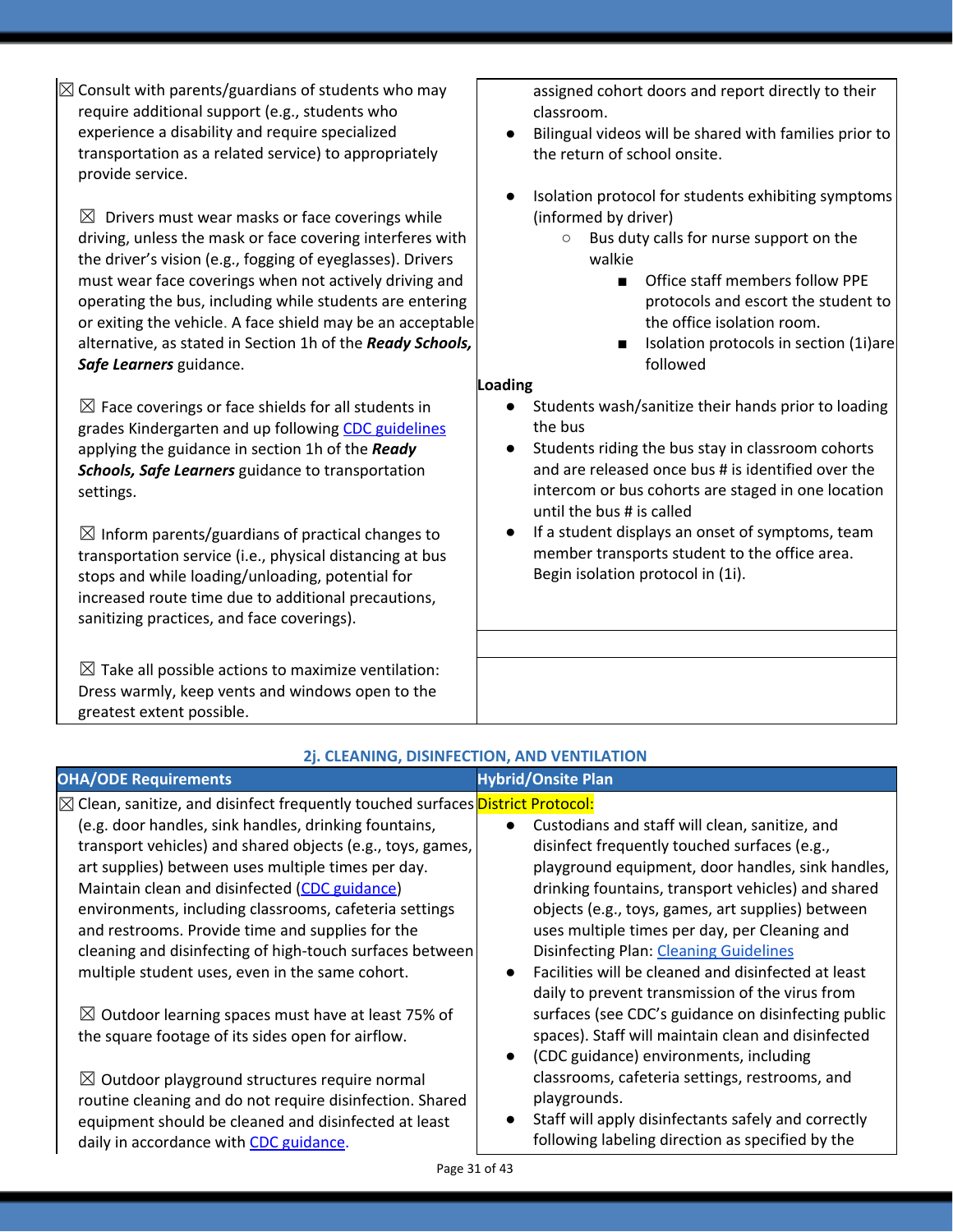| | |
|---|---|
| ☒ Consult with parents/guardians of students who may require additional support (e.g., students who experience a disability and require specialized transportation as a related service) to appropriately provide service.<br><br>☒ Drivers must wear masks or face coverings while driving, unless the mask or face covering interferes with the driver's vision (e.g., fogging of eyeglasses). Drivers must wear face coverings when not actively driving and operating the bus, including while students are entering or exiting the vehicle. A face shield may be an acceptable alternative, as stated in Section 1h of the ***Ready Schools, Safe Learners*** guidance.<br><br>☒ Face coverings or face shields for all students in grades Kindergarten and up following CDC guidelines applying the guidance in section 1h of the ***Ready Schools, Safe Learners*** guidance to transportation settings.<br><br>☒ Inform parents/guardians of practical changes to transportation service (i.e., physical distancing at bus stops and while loading/unloading, potential for increased route time due to additional precautions, sanitizing practices, and face coverings).<br><br>☒ Take all possible actions to maximize ventilation: Dress warmly, keep vents and windows open to the greatest extent possible. | assigned cohort doors and report directly to their classroom.<br>• Bilingual videos will be shared with families prior to the return of school onsite.<br><br>• Isolation protocol for students exhibiting symptoms (informed by driver)<br>&nbsp;&nbsp;○ Bus duty calls for nurse support on the walkie<br>&nbsp;&nbsp;&nbsp;&nbsp;■ Office staff members follow PPE protocols and escort the student to the office isolation room.<br>&nbsp;&nbsp;&nbsp;&nbsp;■ Isolation protocols in section (1i)are followed<br>**Loading**<br>• Students wash/sanitize their hands prior to loading the bus<br>• Students riding the bus stay in classroom cohorts and are released once bus # is identified over the intercom or bus cohorts are staged in one location until the bus # is called<br>• If a student displays an onset of symptoms, team member transports student to the office area. Begin isolation protocol in (1i). |

## 2j. CLEANING, DISINFECTION, AND VENTILATION

| OHA/ODE Requirements | Hybrid/Onsite Plan |
|---|---|
| ☒ Clean, sanitize, and disinfect frequently touched surfaces (e.g. door handles, sink handles, drinking fountains, transport vehicles) and shared objects (e.g., toys, games, art supplies) between uses multiple times per day. Maintain clean and disinfected (CDC guidance) environments, including classrooms, cafeteria settings and restrooms. Provide time and supplies for the cleaning and disinfecting of high-touch surfaces between multiple student uses, even in the same cohort.<br><br>☒ Outdoor learning spaces must have at least 75% of the square footage of its sides open for airflow.<br><br>☒ Outdoor playground structures require normal routine cleaning and do not require disinfection. Shared equipment should be cleaned and disinfected at least daily in accordance with CDC guidance. | District Protocol:<br>• Custodians and staff will clean, sanitize, and disinfect frequently touched surfaces (e.g., playground equipment, door handles, sink handles, drinking fountains, transport vehicles) and shared objects (e.g., toys, games, art supplies) between uses multiple times per day, per Cleaning and Disinfecting Plan: Cleaning Guidelines<br>• Facilities will be cleaned and disinfected at least daily to prevent transmission of the virus from surfaces (see CDC's guidance on disinfecting public spaces). Staff will maintain clean and disinfected<br>• (CDC guidance) environments, including classrooms, cafeteria settings, restrooms, and playgrounds.<br>• Staff will apply disinfectants safely and correctly following labeling direction as specified by the |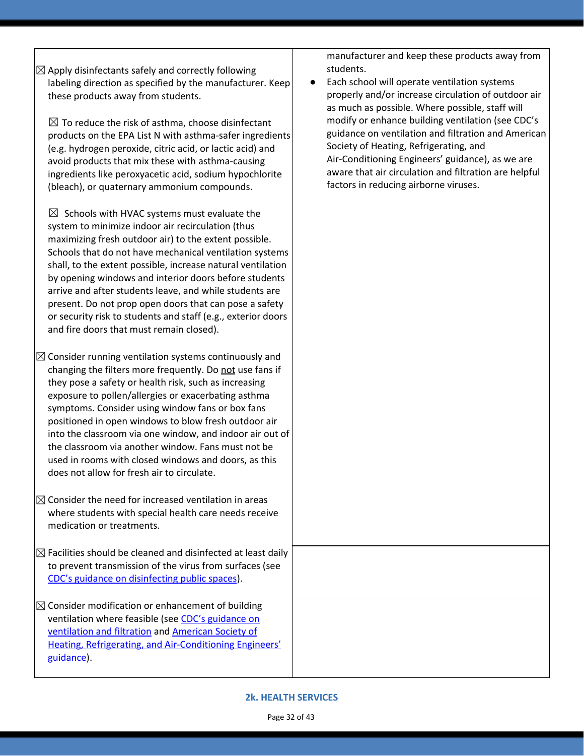| | |
|---|---|
| ☒ Apply disinfectants safely and correctly following labeling direction as specified by the manufacturer. Keep these products away from students.<br><br>☒ To reduce the risk of asthma, choose disinfectant products on the EPA List N with asthma-safer ingredients (e.g. hydrogen peroxide, citric acid, or lactic acid) and avoid products that mix these with asthma-causing ingredients like peroxyacetic acid, sodium hypochlorite (bleach), or quaternary ammonium compounds.<br><br>☒ Schools with HVAC systems must evaluate the system to minimize indoor air recirculation (thus maximizing fresh outdoor air) to the extent possible. Schools that do not have mechanical ventilation systems shall, to the extent possible, increase natural ventilation by opening windows and interior doors before students arrive and after students leave, and while students are present. Do not prop open doors that can pose a safety or security risk to students and staff (e.g., exterior doors and fire doors that must remain closed).<br><br>☒ Consider running ventilation systems continuously and changing the filters more frequently. Do not use fans if they pose a safety or health risk, such as increasing exposure to pollen/allergies or exacerbating asthma symptoms. Consider using window fans or box fans positioned in open windows to blow fresh outdoor air into the classroom via one window, and indoor air out of the classroom via another window. Fans must not be used in rooms with closed windows and doors, as this does not allow for fresh air to circulate.<br><br>☒ Consider the need for increased ventilation in areas where students with special health care needs receive medication or treatments. | manufacturer and keep these products away from students.<br><br>● Each school will operate ventilation systems properly and/or increase circulation of outdoor air as much as possible. Where possible, staff will modify or enhance building ventilation (see CDC's guidance on ventilation and filtration and American Society of Heating, Refrigerating, and Air-Conditioning Engineers' guidance), as we are aware that air circulation and filtration are helpful factors in reducing airborne viruses. |
| ☒ Facilities should be cleaned and disinfected at least daily to prevent transmission of the virus from surfaces (see [CDC's guidance on disinfecting public spaces](#)). | |
| ☒ Consider modification or enhancement of building ventilation where feasible (see [CDC's guidance on ventilation and filtration](#) and [American Society of Heating, Refrigerating, and Air-Conditioning Engineers' guidance](#)). | |

## 2k. HEALTH SERVICES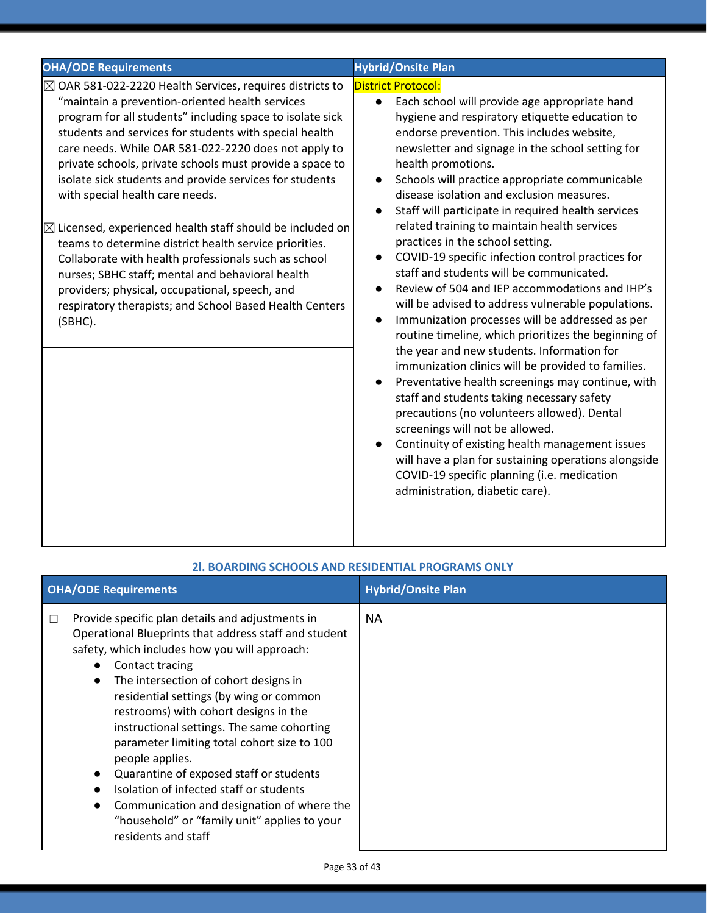| OHA/ODE Requirements | Hybrid/Onsite Plan |
|---|---|
| ☒ OAR 581-022-2220 Health Services, requires districts to "maintain a prevention-oriented health services program for all students" including space to isolate sick students and services for students with special health care needs. While OAR 581-022-2220 does not apply to private schools, private schools must provide a space to isolate sick students and provide services for students with special health care needs.<br><br>☒ Licensed, experienced health staff should be included on teams to determine district health service priorities. Collaborate with health professionals such as school nurses; SBHC staff; mental and behavioral health providers; physical, occupational, speech, and respiratory therapists; and School Based Health Centers (SBHC). | District Protocol:<br>● Each school will provide age appropriate hand hygiene and respiratory etiquette education to endorse prevention. This includes website, newsletter and signage in the school setting for health promotions.<br>● Schools will practice appropriate communicable disease isolation and exclusion measures.<br>● Staff will participate in required health services related training to maintain health services practices in the school setting.<br>● COVID-19 specific infection control practices for staff and students will be communicated.<br>● Review of 504 and IEP accommodations and IHP's will be advised to address vulnerable populations.<br>● Immunization processes will be addressed as per routine timeline, which prioritizes the beginning of the year and new students. Information for immunization clinics will be provided to families.<br>● Preventative health screenings may continue, with staff and students taking necessary safety precautions (no volunteers allowed). Dental screenings will not be allowed.<br>● Continuity of existing health management issues will have a plan for sustaining operations alongside COVID-19 specific planning (i.e. medication administration, diabetic care). |

## 2I. BOARDING SCHOOLS AND RESIDENTIAL PROGRAMS ONLY

| OHA/ODE Requirements | Hybrid/Onsite Plan |
|---|---|
| ☐ Provide specific plan details and adjustments in Operational Blueprints that address staff and student safety, which includes how you will approach:<br>● Contact tracing<br>● The intersection of cohort designs in residential settings (by wing or common restrooms) with cohort designs in the instructional settings. The same cohorting parameter limiting total cohort size to 100 people applies.<br>● Quarantine of exposed staff or students<br>● Isolation of infected staff or students<br>● Communication and designation of where the "household" or "family unit" applies to your residents and staff | NA |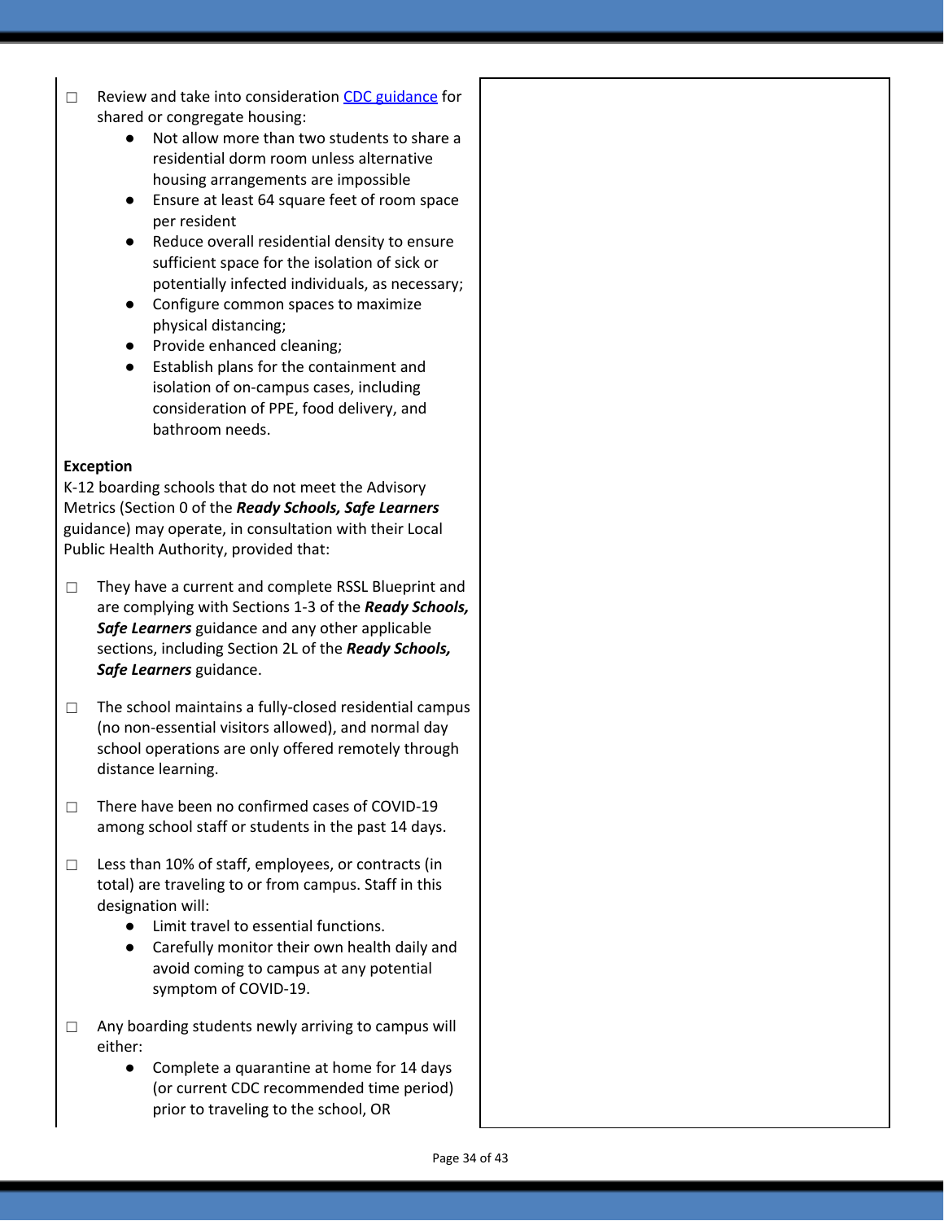- ☐ Review and take into consideration CDC guidance for shared or congregate housing:
  - Not allow more than two students to share a residential dorm room unless alternative housing arrangements are impossible
  - Ensure at least 64 square feet of room space per resident
  - Reduce overall residential density to ensure sufficient space for the isolation of sick or potentially infected individuals, as necessary;
  - Configure common spaces to maximize physical distancing;
  - Provide enhanced cleaning;
  - Establish plans for the containment and isolation of on-campus cases, including consideration of PPE, food delivery, and bathroom needs.

**Exception**

K-12 boarding schools that do not meet the Advisory Metrics (Section 0 of the ***Ready Schools, Safe Learners*** guidance) may operate, in consultation with their Local Public Health Authority, provided that:

- ☐ They have a current and complete RSSL Blueprint and are complying with Sections 1-3 of the ***Ready Schools, Safe Learners*** guidance and any other applicable sections, including Section 2L of the ***Ready Schools, Safe Learners*** guidance.

- ☐ The school maintains a fully-closed residential campus (no non-essential visitors allowed), and normal day school operations are only offered remotely through distance learning.

- ☐ There have been no confirmed cases of COVID-19 among school staff or students in the past 14 days.

- ☐ Less than 10% of staff, employees, or contracts (in total) are traveling to or from campus. Staff in this designation will:
  - Limit travel to essential functions.
  - Carefully monitor their own health daily and avoid coming to campus at any potential symptom of COVID-19.

- ☐ Any boarding students newly arriving to campus will either:
  - Complete a quarantine at home for 14 days (or current CDC recommended time period) prior to traveling to the school, OR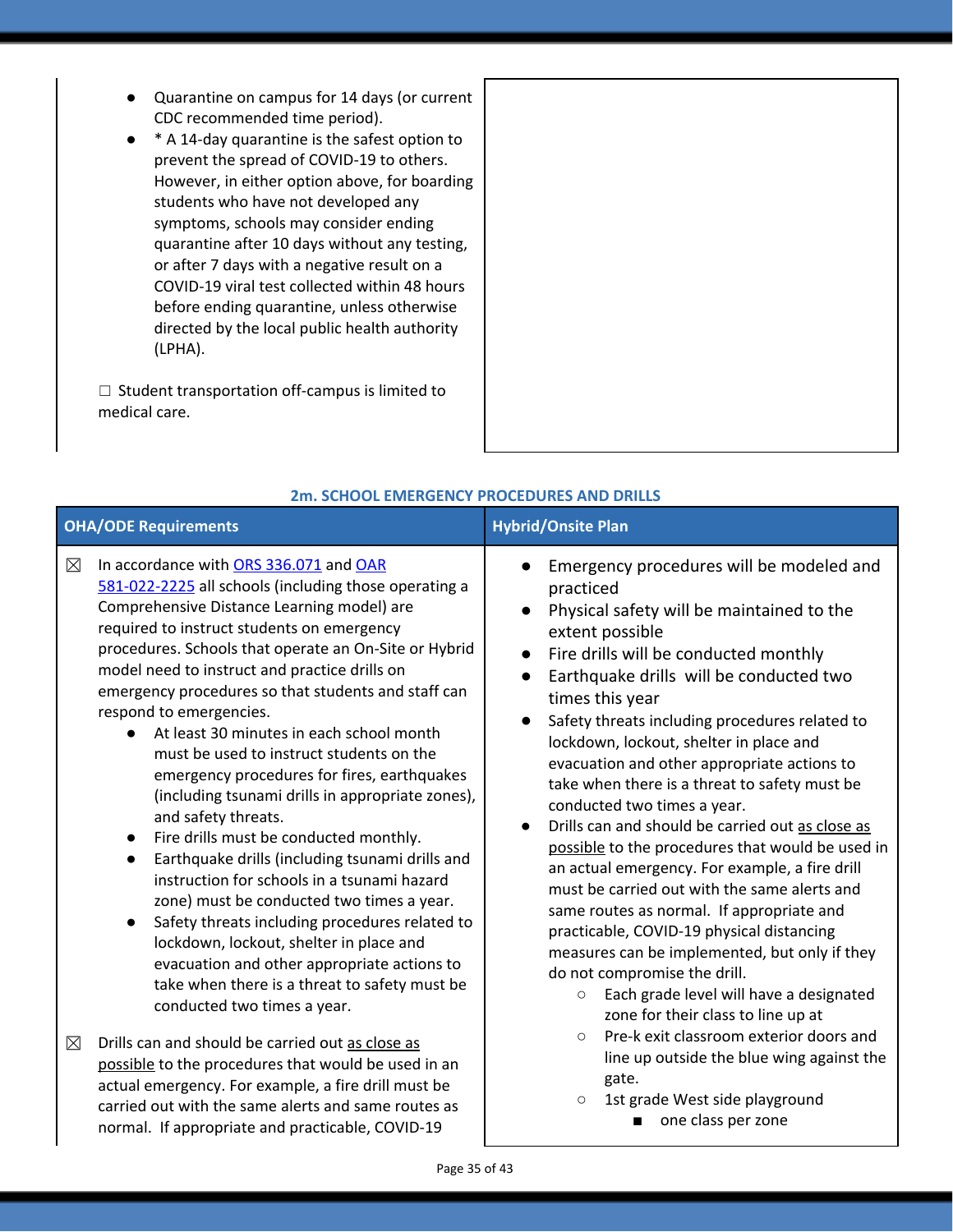| | |
|---|---|
| <ul><li>Quarantine on campus for 14 days (or current CDC recommended time period).</li><li>* A 14-day quarantine is the safest option to prevent the spread of COVID-19 to others. However, in either option above, for boarding students who have not developed any symptoms, schools may consider ending quarantine after 10 days without any testing, or after 7 days with a negative result on a COVID-19 viral test collected within 48 hours before ending quarantine, unless otherwise directed by the local public health authority (LPHA).</li></ul>☐ Student transportation off-campus is limited to medical care. | |

### 2m. SCHOOL EMERGENCY PROCEDURES AND DRILLS

| OHA/ODE Requirements | Hybrid/Onsite Plan |
|---|---|
| ☒ In accordance with ORS 336.071 and OAR 581-022-2225 all schools (including those operating a Comprehensive Distance Learning model) are required to instruct students on emergency procedures. Schools that operate an On-Site or Hybrid model need to instruct and practice drills on emergency procedures so that students and staff can respond to emergencies.<ul><li>At least 30 minutes in each school month must be used to instruct students on the emergency procedures for fires, earthquakes (including tsunami drills in appropriate zones), and safety threats.</li><li>Fire drills must be conducted monthly.</li><li>Earthquake drills (including tsunami drills and instruction for schools in a tsunami hazard zone) must be conducted two times a year.</li><li>Safety threats including procedures related to lockdown, lockout, shelter in place and evacuation and other appropriate actions to take when there is a threat to safety must be conducted two times a year.</li></ul>☒ Drills can and should be carried out as close as possible to the procedures that would be used in an actual emergency. For example, a fire drill must be carried out with the same alerts and same routes as normal. If appropriate and practicable, COVID-19 | <ul><li>Emergency procedures will be modeled and practiced</li><li>Physical safety will be maintained to the extent possible</li><li>Fire drills will be conducted monthly</li><li>Earthquake drills will be conducted two times this year</li><li>Safety threats including procedures related to lockdown, lockout, shelter in place and evacuation and other appropriate actions to take when there is a threat to safety must be conducted two times a year.</li><li>Drills can and should be carried out as close as possible to the procedures that would be used in an actual emergency. For example, a fire drill must be carried out with the same alerts and same routes as normal. If appropriate and practicable, COVID-19 physical distancing measures can be implemented, but only if they do not compromise the drill.<ul><li>Each grade level will have a designated zone for their class to line up at</li><li>Pre-k exit classroom exterior doors and line up outside the blue wing against the gate.</li><li>1st grade West side playground<ul><li>one class per zone</li></ul></li></ul></li></ul> |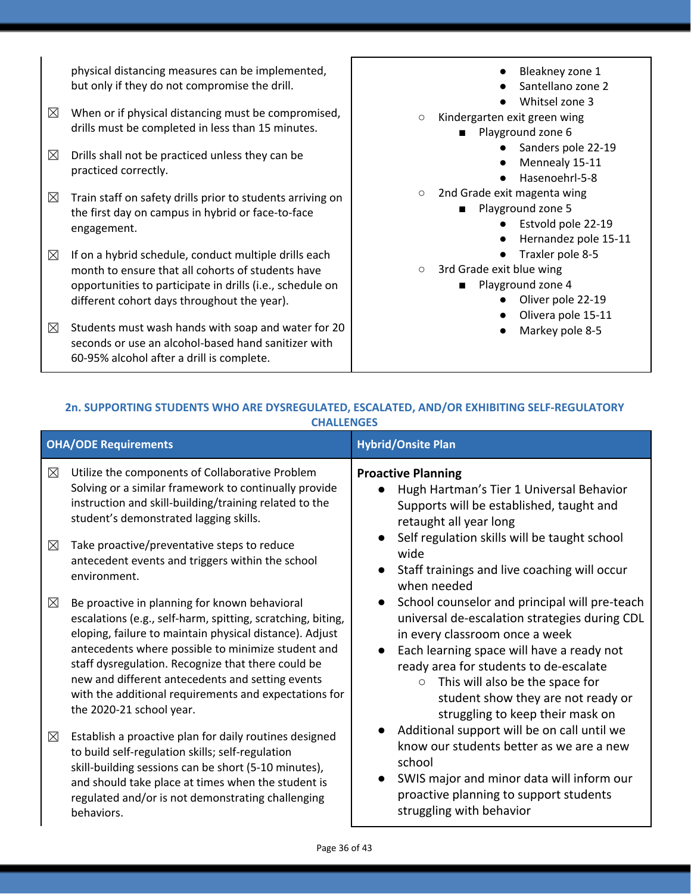| | |
|---|---|
| physical distancing measures can be implemented, but only if they do not compromise the drill.<br>☒ When or if physical distancing must be compromised, drills must be completed in less than 15 minutes.<br>☒ Drills shall not be practiced unless they can be practiced correctly.<br>☒ Train staff on safety drills prior to students arriving on the first day on campus in hybrid or face-to-face engagement.<br>☒ If on a hybrid schedule, conduct multiple drills each month to ensure that all cohorts of students have opportunities to participate in drills (i.e., schedule on different cohort days throughout the year).<br>☒ Students must wash hands with soap and water for 20 seconds or use an alcohol-based hand sanitizer with 60-95% alcohol after a drill is complete. | ● Bleakney zone 1<br>● Santellano zone 2<br>● Whitsel zone 3<br>○ Kindergarten exit green wing<br>■ Playground zone 6<br>● Sanders pole 22-19<br>● Mennealy 15-11<br>● Hasenoehrl-5-8<br>○ 2nd Grade exit magenta wing<br>■ Playground zone 5<br>● Estvold pole 22-19<br>● Hernandez pole 15-11<br>● Traxler pole 8-5<br>○ 3rd Grade exit blue wing<br>■ Playground zone 4<br>● Oliver pole 22-19<br>● Olivera pole 15-11<br>● Markey pole 8-5 |

## 2n. SUPPORTING STUDENTS WHO ARE DYSREGULATED, ESCALATED, AND/OR EXHIBITING SELF-REGULATORY CHALLENGES

| OHA/ODE Requirements | Hybrid/Onsite Plan |
|---|---|
| ☒ Utilize the components of Collaborative Problem Solving or a similar framework to continually provide instruction and skill-building/training related to the student's demonstrated lagging skills.<br>☒ Take proactive/preventative steps to reduce antecedent events and triggers within the school environment.<br>☒ Be proactive in planning for known behavioral escalations (e.g., self-harm, spitting, scratching, biting, eloping, failure to maintain physical distance). Adjust antecedents where possible to minimize student and staff dysregulation. Recognize that there could be new and different antecedents and setting events with the additional requirements and expectations for the 2020-21 school year.<br>☒ Establish a proactive plan for daily routines designed to build self-regulation skills; self-regulation skill-building sessions can be short (5-10 minutes), and should take place at times when the student is regulated and/or is not demonstrating challenging behaviors. | **Proactive Planning**<br>● Hugh Hartman's Tier 1 Universal Behavior Supports will be established, taught and retaught all year long<br>● Self regulation skills will be taught school wide<br>● Staff trainings and live coaching will occur when needed<br>● School counselor and principal will pre-teach universal de-escalation strategies during CDL in every classroom once a week<br>● Each learning space will have a ready not ready area for students to de-escalate<br>○ This will also be the space for student show they are not ready or struggling to keep their mask on<br>● Additional support will be on call until we know our students better as we are a new school<br>● SWIS major and minor data will inform our proactive planning to support students struggling with behavior |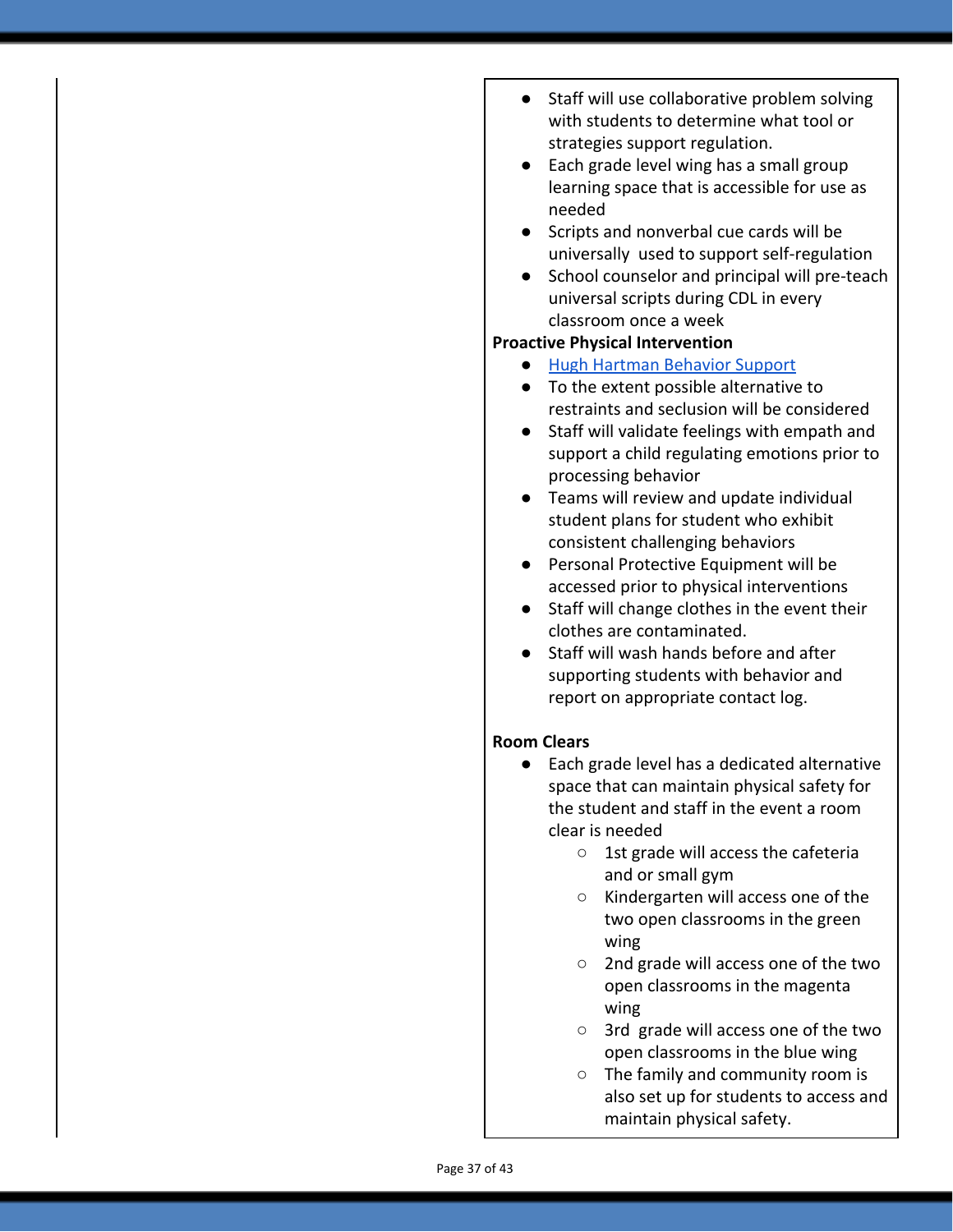- Staff will use collaborative problem solving with students to determine what tool or strategies support regulation.
- Each grade level wing has a small group learning space that is accessible for use as needed
- Scripts and nonverbal cue cards will be universally used to support self-regulation
- School counselor and principal will pre-teach universal scripts during CDL in every classroom once a week

**Proactive Physical Intervention**

- Hugh Hartman Behavior Support
- To the extent possible alternative to restraints and seclusion will be considered
- Staff will validate feelings with empath and support a child regulating emotions prior to processing behavior
- Teams will review and update individual student plans for student who exhibit consistent challenging behaviors
- Personal Protective Equipment will be accessed prior to physical interventions
- Staff will change clothes in the event their clothes are contaminated.
- Staff will wash hands before and after supporting students with behavior and report on appropriate contact log.

**Room Clears**

- Each grade level has a dedicated alternative space that can maintain physical safety for the student and staff in the event a room clear is needed
  - 1st grade will access the cafeteria and or small gym
  - Kindergarten will access one of the two open classrooms in the green wing
  - 2nd grade will access one of the two open classrooms in the magenta wing
  - 3rd grade will access one of the two open classrooms in the blue wing
  - The family and community room is also set up for students to access and maintain physical safety.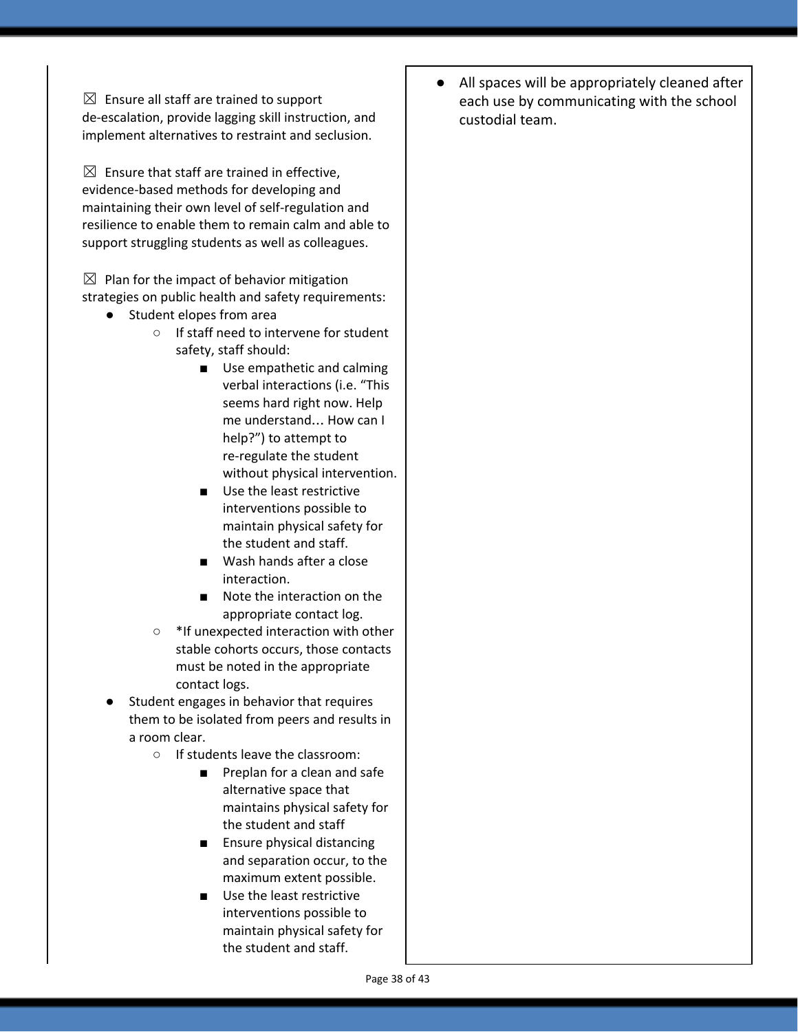☒ Ensure all staff are trained to support de-escalation, provide lagging skill instruction, and implement alternatives to restraint and seclusion.

☒ Ensure that staff are trained in effective, evidence-based methods for developing and maintaining their own level of self-regulation and resilience to enable them to remain calm and able to support struggling students as well as colleagues.

☒ Plan for the impact of behavior mitigation strategies on public health and safety requirements:

- Student elopes from area
  - If staff need to intervene for student safety, staff should:
    - Use empathetic and calming verbal interactions (i.e. "This seems hard right now. Help me understand… How can I help?") to attempt to re-regulate the student without physical intervention.
    - Use the least restrictive interventions possible to maintain physical safety for the student and staff.
    - Wash hands after a close interaction.
    - Note the interaction on the appropriate contact log.
  - *If unexpected interaction with other stable cohorts occurs, those contacts must be noted in the appropriate contact logs.
- Student engages in behavior that requires them to be isolated from peers and results in a room clear.
  - If students leave the classroom:
    - Preplan for a clean and safe alternative space that maintains physical safety for the student and staff
    - Ensure physical distancing and separation occur, to the maximum extent possible.
    - Use the least restrictive interventions possible to maintain physical safety for the student and staff.

- All spaces will be appropriately cleaned after each use by communicating with the school custodial team.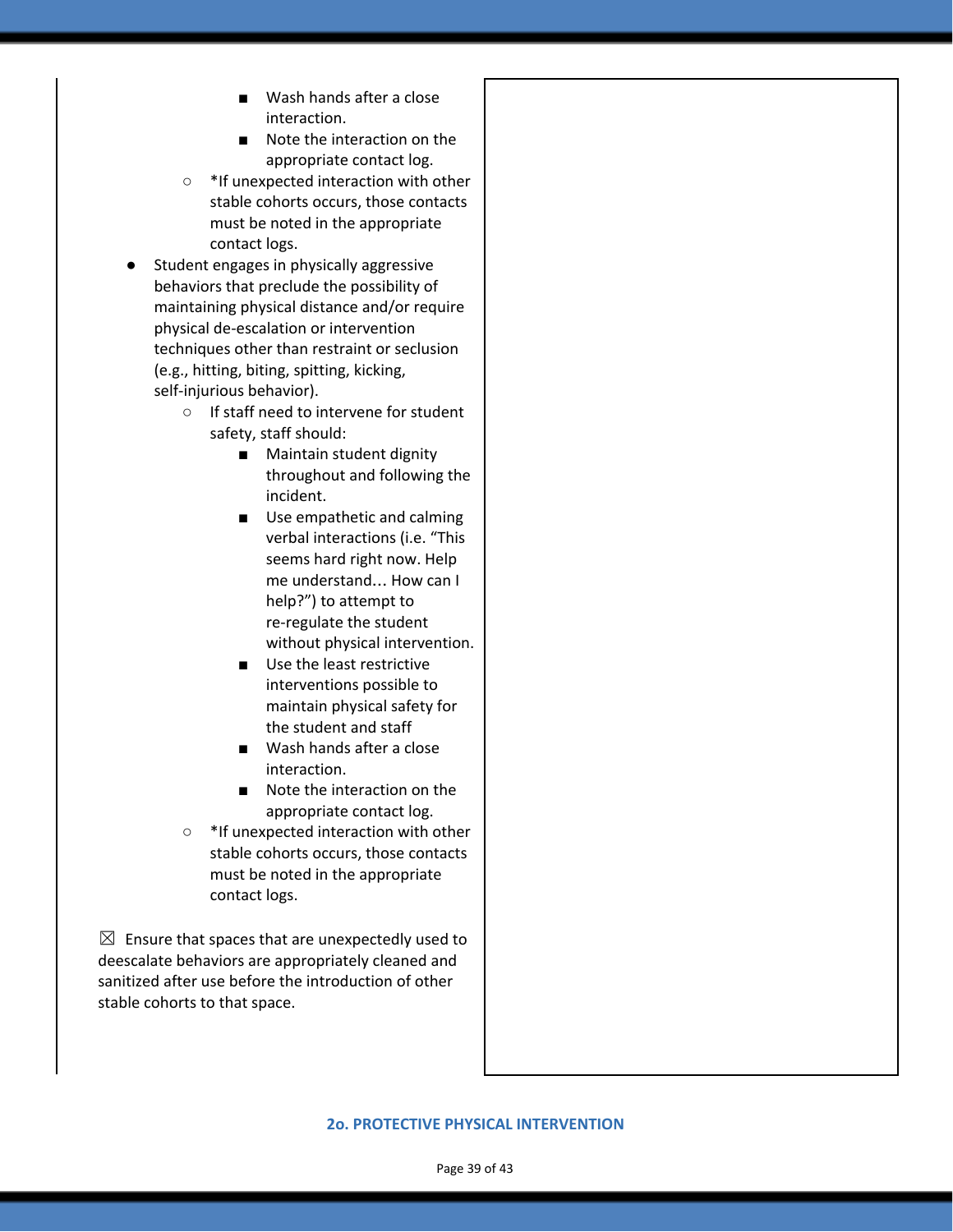- Wash hands after a close interaction.
        - Note the interaction on the appropriate contact log.
    - *If unexpected interaction with other stable cohorts occurs, those contacts must be noted in the appropriate contact logs.
- Student engages in physically aggressive behaviors that preclude the possibility of maintaining physical distance and/or require physical de-escalation or intervention techniques other than restraint or seclusion (e.g., hitting, biting, spitting, kicking, self-injurious behavior).
    - If staff need to intervene for student safety, staff should:
        - Maintain student dignity throughout and following the incident.
        - Use empathetic and calming verbal interactions (i.e. "This seems hard right now. Help me understand... How can I help?") to attempt to re-regulate the student without physical intervention.
        - Use the least restrictive interventions possible to maintain physical safety for the student and staff
        - Wash hands after a close interaction.
        - Note the interaction on the appropriate contact log.
    - *If unexpected interaction with other stable cohorts occurs, those contacts must be noted in the appropriate contact logs.

☒ Ensure that spaces that are unexpectedly used to deescalate behaviors are appropriately cleaned and sanitized after use before the introduction of other stable cohorts to that space.

## 2o. PROTECTIVE PHYSICAL INTERVENTION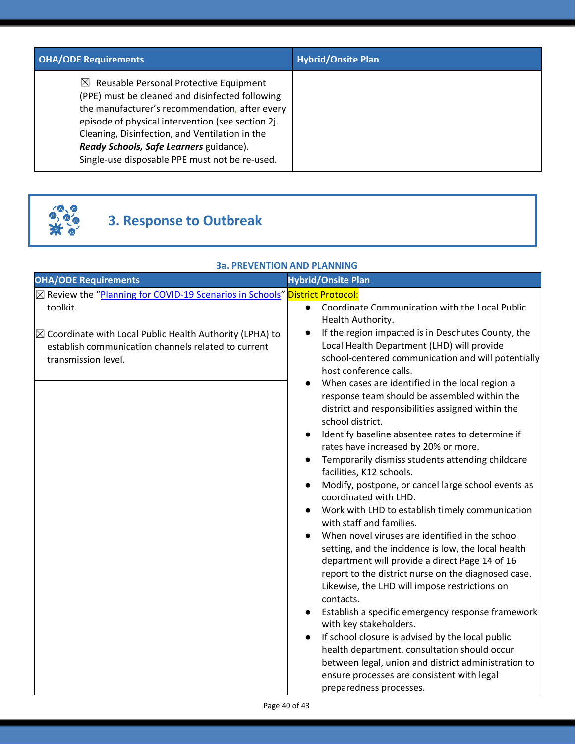| OHA/ODE Requirements | Hybrid/Onsite Plan |
|---|---|
| ☒ Reusable Personal Protective Equipment (PPE) must be cleaned and disinfected following the manufacturer's recommendation, after every episode of physical intervention (see section 2j. Cleaning, Disinfection, and Ventilation in the ***Ready Schools, Safe Learners*** guidance). Single-use disposable PPE must not be re-used. | |

## 3. Response to Outbreak

### 3a. PREVENTION AND PLANNING

| OHA/ODE Requirements | Hybrid/Onsite Plan |
|---|---|
| ☒ Review the "[Planning for COVID-19 Scenarios in Schools](#)" toolkit.<br><br>☒ Coordinate with Local Public Health Authority (LPHA) to establish communication channels related to current transmission level. | District Protocol:<br>● Coordinate Communication with the Local Public Health Authority.<br>● If the region impacted is in Deschutes County, the Local Health Department (LHD) will provide school-centered communication and will potentially host conference calls.<br>● When cases are identified in the local region a response team should be assembled within the district and responsibilities assigned within the school district.<br>● Identify baseline absentee rates to determine if rates have increased by 20% or more.<br>● Temporarily dismiss students attending childcare facilities, K12 schools.<br>● Modify, postpone, or cancel large school events as coordinated with LHD.<br>● Work with LHD to establish timely communication with staff and families.<br>● When novel viruses are identified in the school setting, and the incidence is low, the local health department will provide a direct Page 14 of 16 report to the district nurse on the diagnosed case. Likewise, the LHD will impose restrictions on contacts.<br>● Establish a specific emergency response framework with key stakeholders.<br>● If school closure is advised by the local public health department, consultation should occur between legal, union and district administration to ensure processes are consistent with legal preparedness processes. |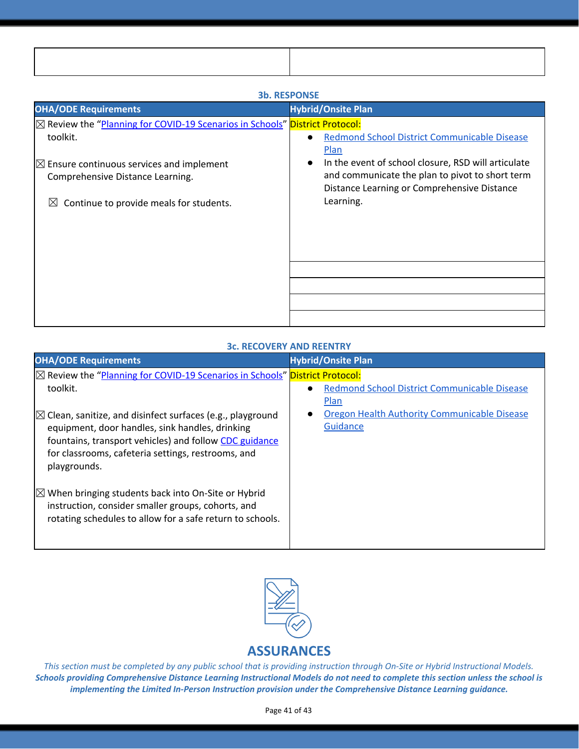| | |
|---|---|
| | |

### 3b. RESPONSE

| OHA/ODE Requirements | Hybrid/Onsite Plan |
|---|---|
| ☒ Review the "Planning for COVID-19 Scenarios in Schools" toolkit.<br><br>☒ Ensure continuous services and implement Comprehensive Distance Learning.<br><br>☒ Continue to provide meals for students. | District Protocol:<br>• Redmond School District Communicable Disease Plan<br>• In the event of school closure, RSD will articulate and communicate the plan to pivot to short term Distance Learning or Comprehensive Distance Learning. |
| | |
| | |
| | |
| | |

### 3c. RECOVERY AND REENTRY

| OHA/ODE Requirements | Hybrid/Onsite Plan |
|---|---|
| ☒ Review the "Planning for COVID-19 Scenarios in Schools" toolkit.<br><br>☒ Clean, sanitize, and disinfect surfaces (e.g., playground equipment, door handles, sink handles, drinking fountains, transport vehicles) and follow CDC guidance for classrooms, cafeteria settings, restrooms, and playgrounds.<br><br>☒ When bringing students back into On-Site or Hybrid instruction, consider smaller groups, cohorts, and rotating schedules to allow for a safe return to schools. | District Protocol:<br>• Redmond School District Communicable Disease Plan<br>• Oregon Health Authority Communicable Disease Guidance |

## ASSURANCES

*This section must be completed by any public school that is providing instruction through On-Site or Hybrid Instructional Models.*
***Schools providing Comprehensive Distance Learning Instructional Models do not need to complete this section unless the school is implementing the Limited In-Person Instruction provision under the Comprehensive Distance Learning guidance.***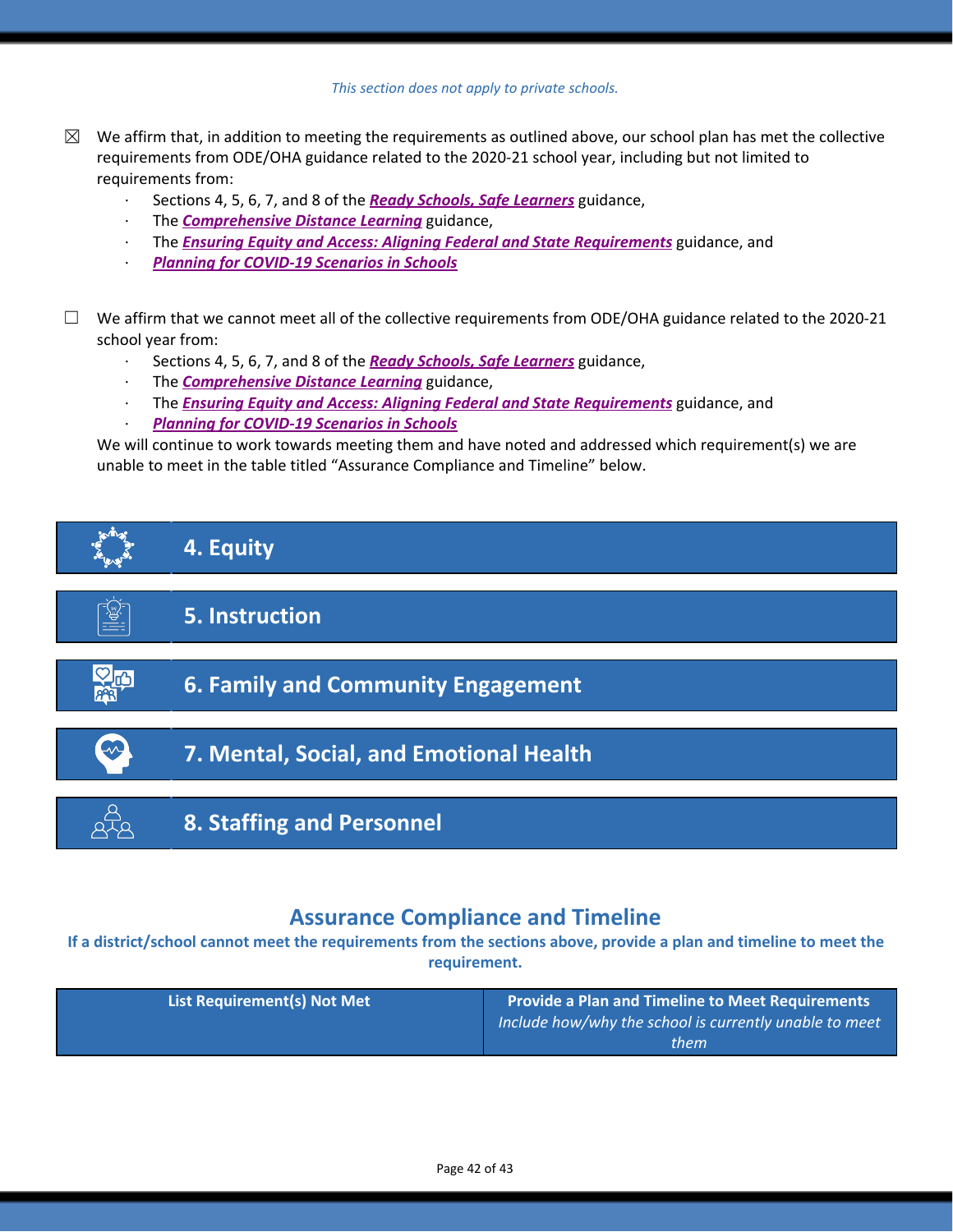*This section does not apply to private schools.*

☒ We affirm that, in addition to meeting the requirements as outlined above, our school plan has met the collective requirements from ODE/OHA guidance related to the 2020-21 school year, including but not limited to requirements from:

- Sections 4, 5, 6, 7, and 8 of the ***Ready Schools, Safe Learners*** guidance,
- The ***Comprehensive Distance Learning*** guidance,
- The ***Ensuring Equity and Access: Aligning Federal and State Requirements*** guidance, and
- ***Planning for COVID-19 Scenarios in Schools***

☐ We affirm that we cannot meet all of the collective requirements from ODE/OHA guidance related to the 2020-21 school year from:

- Sections 4, 5, 6, 7, and 8 of the ***Ready Schools, Safe Learners*** guidance,
- The ***Comprehensive Distance Learning*** guidance,
- The ***Ensuring Equity and Access: Aligning Federal and State Requirements*** guidance, and
- ***Planning for COVID-19 Scenarios in Schools***

We will continue to work towards meeting them and have noted and addressed which requirement(s) we are unable to meet in the table titled "Assurance Compliance and Timeline" below.

## 4. Equity

## 5. Instruction

## 6. Family and Community Engagement

## 7. Mental, Social, and Emotional Health

## 8. Staffing and Personnel

## Assurance Compliance and Timeline

**If a district/school cannot meet the requirements from the sections above, provide a plan and timeline to meet the requirement.**

| List Requirement(s) Not Met | Provide a Plan and Timeline to Meet Requirements *Include how/why the school is currently unable to meet them* |
|---|---|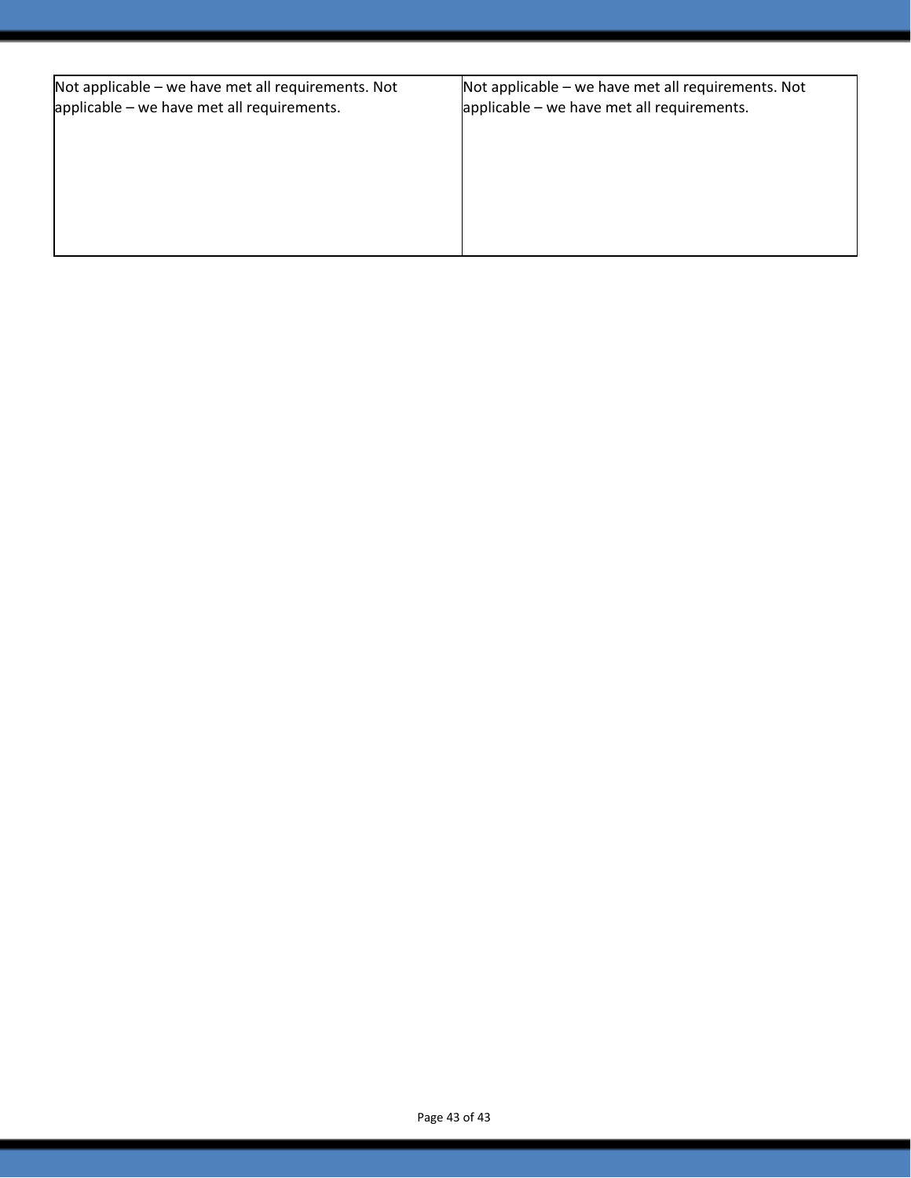| | |
|---|---|
| Not applicable – we have met all requirements. Not applicable – we have met all requirements. | Not applicable – we have met all requirements. Not applicable – we have met all requirements. |